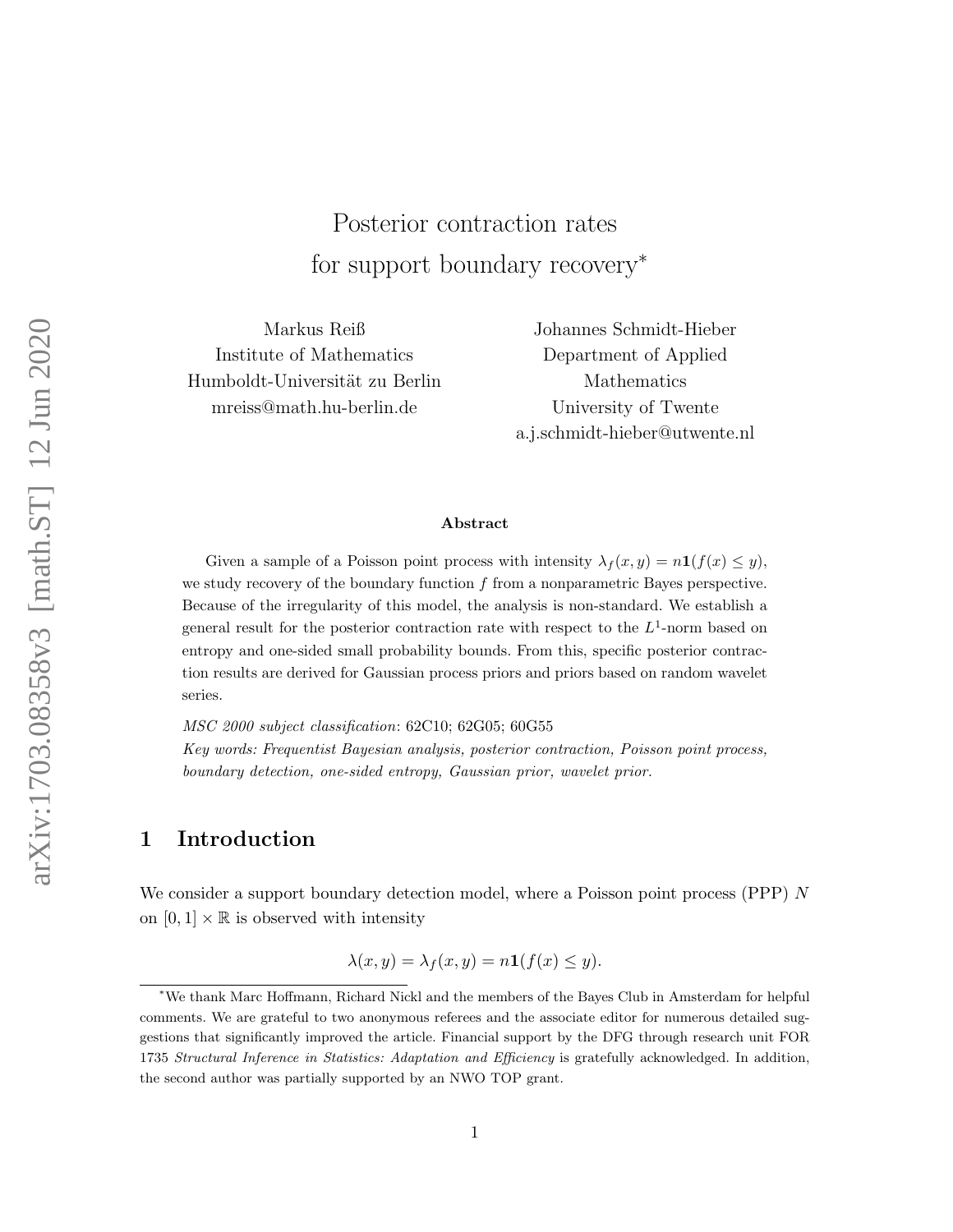# Posterior contraction rates for support boundary recovery*

Markus Reiß
Institute of Mathematics
Humboldt-Universität zu Berlin
mreiss@math.hu-berlin.de

Johannes Schmidt-Hieber
Department of Applied Mathematics
University of Twente
a.j.schmidt-hieber@utwente.nl

### Abstract

Given a sample of a Poisson point process with intensity $\lambda_f(x,y) = n\mathbf{1}(f(x) \leq y)$, we study recovery of the boundary function $f$ from a nonparametric Bayes perspective. Because of the irregularity of this model, the analysis is non-standard. We establish a general result for the posterior contraction rate with respect to the $L^1$-norm based on entropy and one-sided small probability bounds. From this, specific posterior contraction results are derived for Gaussian process priors and priors based on random wavelet series.

*MSC 2000 subject classification*: 62C10; 62G05; 60G55

*Key words: Frequentist Bayesian analysis, posterior contraction, Poisson point process, boundary detection, one-sided entropy, Gaussian prior, wavelet prior.*

## 1 Introduction

We consider a support boundary detection model, where a Poisson point process (PPP) $N$ on $[0,1] \times \mathbb{R}$ is observed with intensity

$$\lambda(x,y) = \lambda_f(x,y) = n\mathbf{1}(f(x) \leq y).$$

*We thank Marc Hoffmann, Richard Nickl and the members of the Bayes Club in Amsterdam for helpful comments. We are grateful to two anonymous referees and the associate editor for numerous detailed suggestions that significantly improved the article. Financial support by the DFG through research unit FOR 1735 *Structural Inference in Statistics: Adaptation and Efficiency* is gratefully acknowledged. In addition, the second author was partially supported by an NWO TOP grant.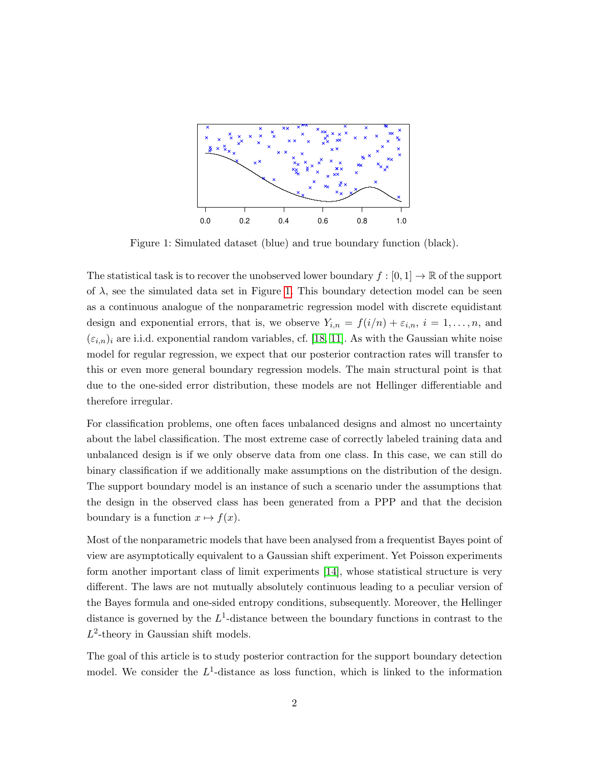Figure 1: Simulated dataset (blue) and true boundary function (black).

The statistical task is to recover the unobserved lower boundary $f : [0,1] \to \mathbb{R}$ of the support of $\lambda$, see the simulated data set in Figure 1. This boundary detection model can be seen as a continuous analogue of the nonparametric regression model with discrete equidistant design and exponential errors, that is, we observe $Y_{i,n} = f(i/n) + \varepsilon_{i,n}$, $i = 1, \ldots, n$, and $(\varepsilon_{i,n})_i$ are i.i.d. exponential random variables, cf. [18, 11]. As with the Gaussian white noise model for regular regression, we expect that our posterior contraction rates will transfer to this or even more general boundary regression models. The main structural point is that due to the one-sided error distribution, these models are not Hellinger differentiable and therefore irregular.

For classification problems, one often faces unbalanced designs and almost no uncertainty about the label classification. The most extreme case of correctly labeled training data and unbalanced design is if we only observe data from one class. In this case, we can still do binary classification if we additionally make assumptions on the distribution of the design. The support boundary model is an instance of such a scenario under the assumptions that the design in the observed class has been generated from a PPP and that the decision boundary is a function $x \mapsto f(x)$.

Most of the nonparametric models that have been analysed from a frequentist Bayes point of view are asymptotically equivalent to a Gaussian shift experiment. Yet Poisson experiments form another important class of limit experiments [14], whose statistical structure is very different. The laws are not mutually absolutely continuous leading to a peculiar version of the Bayes formula and one-sided entropy conditions, subsequently. Moreover, the Hellinger distance is governed by the $L^1$-distance between the boundary functions in contrast to the $L^2$-theory in Gaussian shift models.

The goal of this article is to study posterior contraction for the support boundary detection model. We consider the $L^1$-distance as loss function, which is linked to the information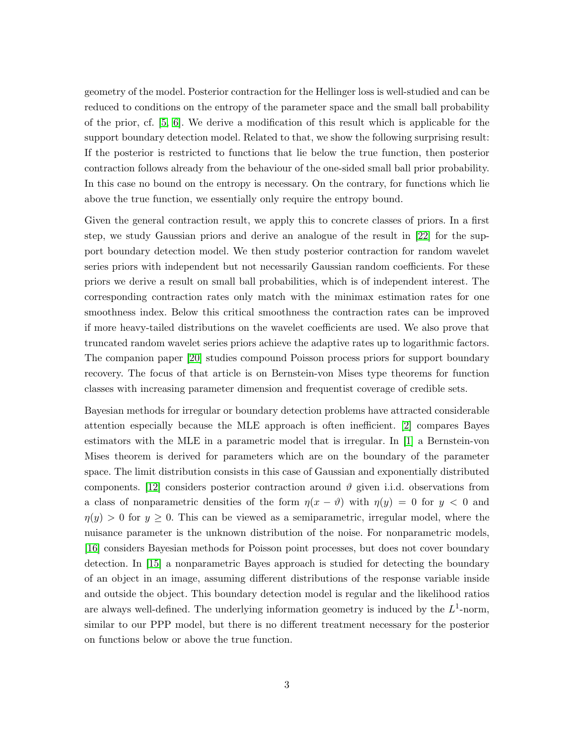geometry of the model. Posterior contraction for the Hellinger loss is well-studied and can be reduced to conditions on the entropy of the parameter space and the small ball probability of the prior, cf. [5, 6]. We derive a modification of this result which is applicable for the support boundary detection model. Related to that, we show the following surprising result: If the posterior is restricted to functions that lie below the true function, then posterior contraction follows already from the behaviour of the one-sided small ball prior probability. In this case no bound on the entropy is necessary. On the contrary, for functions which lie above the true function, we essentially only require the entropy bound.

Given the general contraction result, we apply this to concrete classes of priors. In a first step, we study Gaussian priors and derive an analogue of the result in [22] for the support boundary detection model. We then study posterior contraction for random wavelet series priors with independent but not necessarily Gaussian random coefficients. For these priors we derive a result on small ball probabilities, which is of independent interest. The corresponding contraction rates only match with the minimax estimation rates for one smoothness index. Below this critical smoothness the contraction rates can be improved if more heavy-tailed distributions on the wavelet coefficients are used. We also prove that truncated random wavelet series priors achieve the adaptive rates up to logarithmic factors. The companion paper [20] studies compound Poisson process priors for support boundary recovery. The focus of that article is on Bernstein-von Mises type theorems for function classes with increasing parameter dimension and frequentist coverage of credible sets.

Bayesian methods for irregular or boundary detection problems have attracted considerable attention especially because the MLE approach is often inefficient. [2] compares Bayes estimators with the MLE in a parametric model that is irregular. In [1] a Bernstein-von Mises theorem is derived for parameters which are on the boundary of the parameter space. The limit distribution consists in this case of Gaussian and exponentially distributed components. [12] considers posterior contraction around $\vartheta$ given i.i.d. observations from a class of nonparametric densities of the form $\eta(x - \vartheta)$ with $\eta(y) = 0$ for $y < 0$ and $\eta(y) > 0$ for $y \geq 0$. This can be viewed as a semiparametric, irregular model, where the nuisance parameter is the unknown distribution of the noise. For nonparametric models, [16] considers Bayesian methods for Poisson point processes, but does not cover boundary detection. In [15] a nonparametric Bayes approach is studied for detecting the boundary of an object in an image, assuming different distributions of the response variable inside and outside the object. This boundary detection model is regular and the likelihood ratios are always well-defined. The underlying information geometry is induced by the $L^1$-norm, similar to our PPP model, but there is no different treatment necessary for the posterior on functions below or above the true function.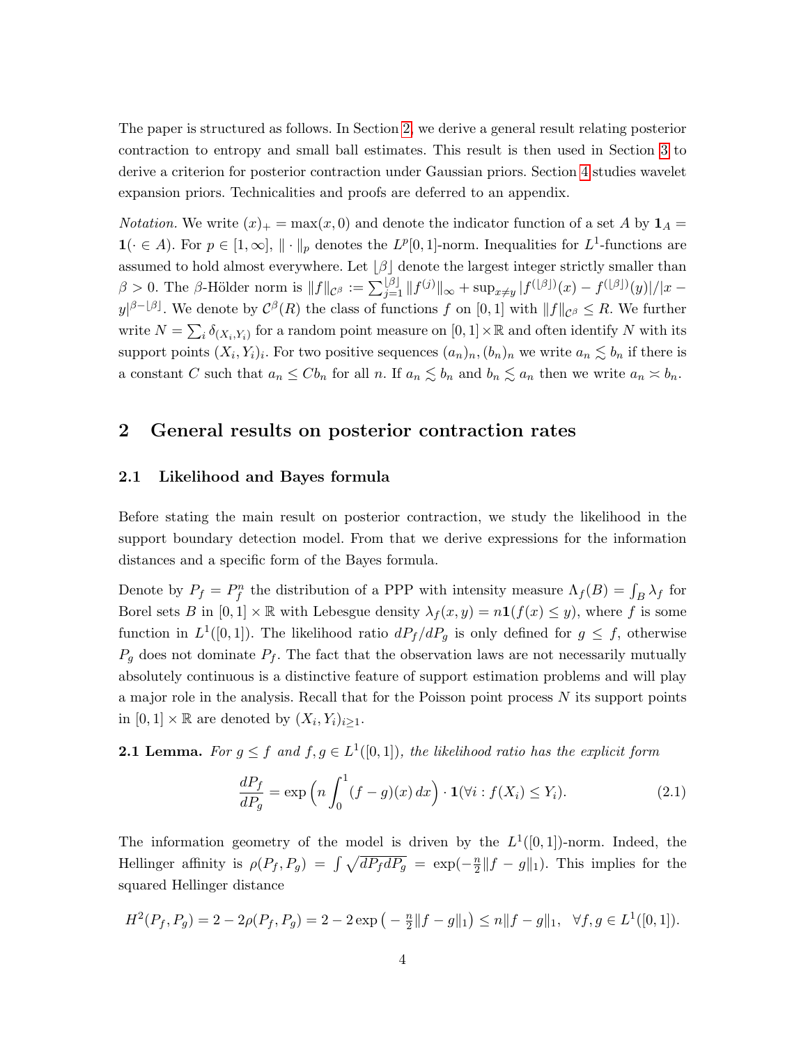The paper is structured as follows. In Section 2, we derive a general result relating posterior contraction to entropy and small ball estimates. This result is then used in Section 3 to derive a criterion for posterior contraction under Gaussian priors. Section 4 studies wavelet expansion priors. Technicalities and proofs are deferred to an appendix.

*Notation.* We write $(x)_+ = \max(x, 0)$ and denote the indicator function of a set $A$ by $\mathbf{1}_A = \mathbf{1}(\cdot \in A)$. For $p \in [1, \infty]$, $\| \cdot \|_p$ denotes the $L^p[0,1]$-norm. Inequalities for $L^1$-functions are assumed to hold almost everywhere. Let $\lfloor \beta \rfloor$ denote the largest integer strictly smaller than $\beta > 0$. The $\beta$-Hölder norm is $\|f\|_{\mathcal{C}^\beta} := \sum_{j=1}^{\lfloor \beta \rfloor} \|f^{(j)}\|_\infty + \sup_{x \neq y} |f^{(\lfloor \beta \rfloor)}(x) - f^{(\lfloor \beta \rfloor)}(y)|/|x - y|^{\beta - \lfloor \beta \rfloor}$. We denote by $\mathcal{C}^\beta(R)$ the class of functions $f$ on $[0,1]$ with $\|f\|_{\mathcal{C}^\beta} \leq R$. We further write $N = \sum_i \delta_{(X_i, Y_i)}$ for a random point measure on $[0,1] \times \mathbb{R}$ and often identify $N$ with its support points $(X_i, Y_i)_i$. For two positive sequences $(a_n)_n, (b_n)_n$ we write $a_n \lesssim b_n$ if there is a constant $C$ such that $a_n \leq C b_n$ for all $n$. If $a_n \lesssim b_n$ and $b_n \lesssim a_n$ then we write $a_n \asymp b_n$.

## 2 General results on posterior contraction rates

### 2.1 Likelihood and Bayes formula

Before stating the main result on posterior contraction, we study the likelihood in the support boundary detection model. From that we derive expressions for the information distances and a specific form of the Bayes formula.

Denote by $P_f = P_f^n$ the distribution of a PPP with intensity measure $\Lambda_f(B) = \int_B \lambda_f$ for Borel sets $B$ in $[0,1] \times \mathbb{R}$ with Lebesgue density $\lambda_f(x, y) = n \mathbf{1}(f(x) \leq y)$, where $f$ is some function in $L^1([0,1])$. The likelihood ratio $dP_f/dP_g$ is only defined for $g \leq f$, otherwise $P_g$ does not dominate $P_f$. The fact that the observation laws are not necessarily mutually absolutely continuous is a distinctive feature of support estimation problems and will play a major role in the analysis. Recall that for the Poisson point process $N$ its support points in $[0,1] \times \mathbb{R}$ are denoted by $(X_i, Y_i)_{i \geq 1}$.

**2.1 Lemma.** *For $g \leq f$ and $f, g \in L^1([0,1])$, the likelihood ratio has the explicit form*

$$\frac{dP_f}{dP_g} = \exp\Big(n \int_0^1 (f - g)(x)\, dx\Big) \cdot \mathbf{1}(\forall i : f(X_i) \leq Y_i). \tag{2.1}$$

The information geometry of the model is driven by the $L^1([0,1])$-norm. Indeed, the Hellinger affinity is $\rho(P_f, P_g) = \int \sqrt{dP_f dP_g} = \exp(-\frac{n}{2}\|f - g\|_1)$. This implies for the squared Hellinger distance

$$H^2(P_f, P_g) = 2 - 2\rho(P_f, P_g) = 2 - 2\exp\big(-\tfrac{n}{2}\|f - g\|_1\big) \leq n\|f - g\|_1, \quad \forall f, g \in L^1([0,1]).$$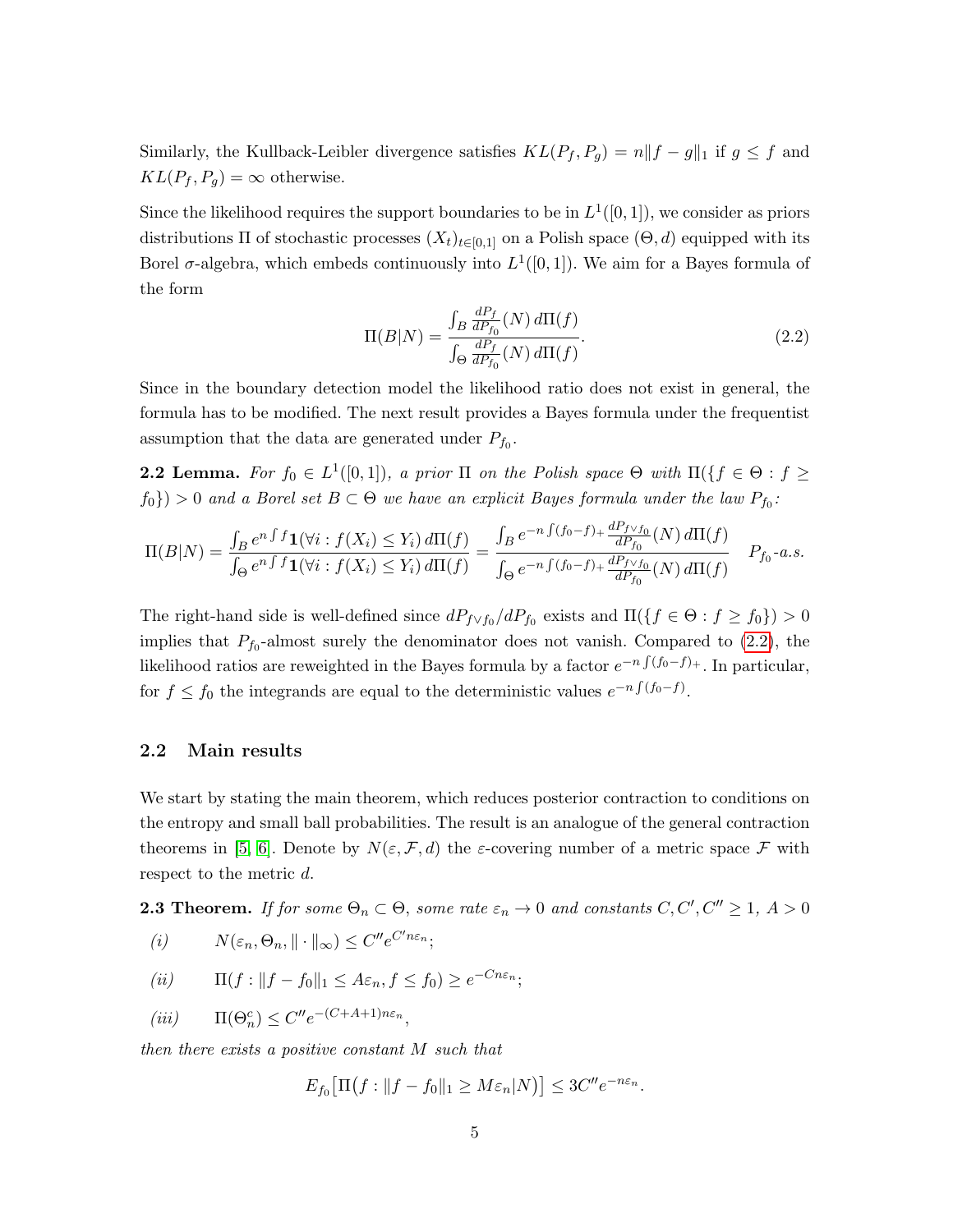Similarly, the Kullback-Leibler divergence satisfies $KL(P_f, P_g) = n\|f-g\|_1$ if $g \le f$ and $KL(P_f, P_g) = \infty$ otherwise.

Since the likelihood requires the support boundaries to be in $L^1([0,1])$, we consider as priors distributions $\Pi$ of stochastic processes $(X_t)_{t\in[0,1]}$ on a Polish space $(\Theta, d)$ equipped with its Borel $\sigma$-algebra, which embeds continuously into $L^1([0,1])$. We aim for a Bayes formula of the form

$$\Pi(B|N) = \frac{\int_B \frac{dP_f}{dP_{f_0}}(N)\, d\Pi(f)}{\int_\Theta \frac{dP_f}{dP_{f_0}}(N)\, d\Pi(f)}. \tag{2.2}$$

Since in the boundary detection model the likelihood ratio does not exist in general, the formula has to be modified. The next result provides a Bayes formula under the frequentist assumption that the data are generated under $P_{f_0}$.

**2.2 Lemma.** *For $f_0 \in L^1([0,1])$, a prior $\Pi$ on the Polish space $\Theta$ with $\Pi(\{f \in \Theta : f \ge f_0\}) > 0$ and a Borel set $B \subset \Theta$ we have an explicit Bayes formula under the law $P_{f_0}$:*

$$\Pi(B|N) = \frac{\int_B e^{n\int f}\mathbf{1}(\forall i : f(X_i) \le Y_i)\, d\Pi(f)}{\int_\Theta e^{n\int f}\mathbf{1}(\forall i : f(X_i) \le Y_i)\, d\Pi(f)} = \frac{\int_B e^{-n\int (f_0-f)_+} \frac{dP_{f\vee f_0}}{dP_{f_0}}(N)\, d\Pi(f)}{\int_\Theta e^{-n\int (f_0-f)_+} \frac{dP_{f\vee f_0}}{dP_{f_0}}(N)\, d\Pi(f)} \quad P_{f_0}\text{-a.s.}$$

The right-hand side is well-defined since $dP_{f\vee f_0}/dP_{f_0}$ exists and $\Pi(\{f \in \Theta : f \ge f_0\}) > 0$ implies that $P_{f_0}$-almost surely the denominator does not vanish. Compared to (2.2), the likelihood ratios are reweighted in the Bayes formula by a factor $e^{-n\int(f_0-f)_+}$. In particular, for $f \le f_0$ the integrands are equal to the deterministic values $e^{-n\int(f_0-f)}$.

## 2.2 Main results

We start by stating the main theorem, which reduces posterior contraction to conditions on the entropy and small ball probabilities. The result is an analogue of the general contraction theorems in [5, 6]. Denote by $N(\varepsilon, \mathcal{F}, d)$ the $\varepsilon$-covering number of a metric space $\mathcal{F}$ with respect to the metric $d$.

**2.3 Theorem.** *If for some $\Theta_n \subset \Theta$, some rate $\varepsilon_n \to 0$ and constants $C, C', C'' \ge 1$, $A > 0$*

*(i)* $\qquad N(\varepsilon_n, \Theta_n, \|\cdot\|_\infty) \le C'' e^{C' n\varepsilon_n}$;

*(ii)* $\qquad \Pi(f : \|f - f_0\|_1 \le A\varepsilon_n, f \le f_0) \ge e^{-Cn\varepsilon_n}$;

*(iii)* $\qquad \Pi(\Theta_n^c) \le C'' e^{-(C+A+1)n\varepsilon_n}$,

*then there exists a positive constant $M$ such that*

$$E_{f_0}\big[\Pi\big(f : \|f - f_0\|_1 \ge M\varepsilon_n | N\big)\big] \le 3C'' e^{-n\varepsilon_n}.$$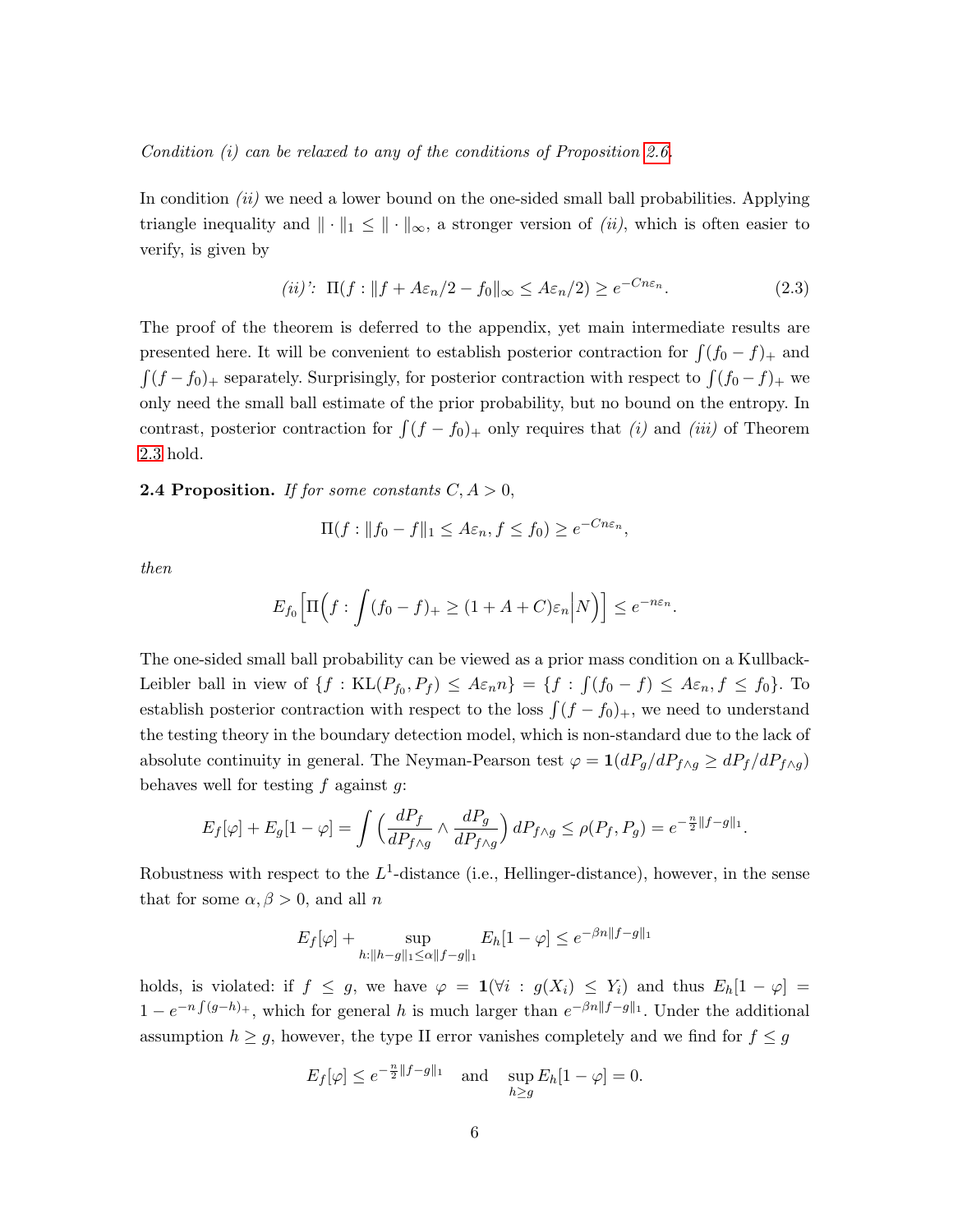*Condition (i) can be relaxed to any of the conditions of Proposition 2.6.*

In condition *(ii)* we need a lower bound on the one-sided small ball probabilities. Applying triangle inequality and $\|\cdot\|_1 \leq \|\cdot\|_\infty$, a stronger version of *(ii)*, which is often easier to verify, is given by

$$\textit{(ii)':}\ \ \Pi(f : \|f + A\varepsilon_n/2 - f_0\|_\infty \leq A\varepsilon_n/2) \geq e^{-Cn\varepsilon_n}. \tag{2.3}$$

The proof of the theorem is deferred to the appendix, yet main intermediate results are presented here. It will be convenient to establish posterior contraction for $\int(f_0 - f)_+$ and $\int(f - f_0)_+$ separately. Surprisingly, for posterior contraction with respect to $\int(f_0 - f)_+$ we only need the small ball estimate of the prior probability, but no bound on the entropy. In contrast, posterior contraction for $\int(f - f_0)_+$ only requires that *(i)* and *(iii)* of Theorem 2.3 hold.

**2.4 Proposition.** *If for some constants $C, A > 0$,*

$$\Pi(f : \|f_0 - f\|_1 \leq A\varepsilon_n, f \leq f_0) \geq e^{-Cn\varepsilon_n},$$

*then*

$$E_{f_0}\Big[\Pi\Big(f : \int(f_0 - f)_+ \geq (1 + A + C)\varepsilon_n \Big| N\Big)\Big] \leq e^{-n\varepsilon_n}.$$

The one-sided small ball probability can be viewed as a prior mass condition on a Kullback-Leibler ball in view of $\{f : \mathrm{KL}(P_{f_0}, P_f) \leq A\varepsilon_n n\} = \{f : \int(f_0 - f) \leq A\varepsilon_n, f \leq f_0\}$. To establish posterior contraction with respect to the loss $\int(f - f_0)_+$, we need to understand the testing theory in the boundary detection model, which is non-standard due to the lack of absolute continuity in general. The Neyman-Pearson test $\varphi = \mathbf{1}(dP_g/dP_{f\wedge g} \geq dP_f/dP_{f\wedge g})$ behaves well for testing $f$ against $g$:

$$E_f[\varphi] + E_g[1 - \varphi] = \int \Big(\frac{dP_f}{dP_{f\wedge g}} \wedge \frac{dP_g}{dP_{f\wedge g}}\Big)\, dP_{f\wedge g} \leq \rho(P_f, P_g) = e^{-\frac{n}{2}\|f-g\|_1}.$$

Robustness with respect to the $L^1$-distance (i.e., Hellinger-distance), however, in the sense that for some $\alpha, \beta > 0$, and all $n$

$$E_f[\varphi] + \sup_{h : \|h-g\|_1 \leq \alpha\|f-g\|_1} E_h[1 - \varphi] \leq e^{-\beta n\|f-g\|_1}$$

holds, is violated: if $f \leq g$, we have $\varphi = \mathbf{1}(\forall i : g(X_i) \leq Y_i)$ and thus $E_h[1 - \varphi] = 1 - e^{-n\int(g-h)_+}$, which for general $h$ is much larger than $e^{-\beta n\|f-g\|_1}$. Under the additional assumption $h \geq g$, however, the type II error vanishes completely and we find for $f \leq g$

$$E_f[\varphi] \leq e^{-\frac{n}{2}\|f-g\|_1} \quad \text{and} \quad \sup_{h\geq g} E_h[1 - \varphi] = 0.$$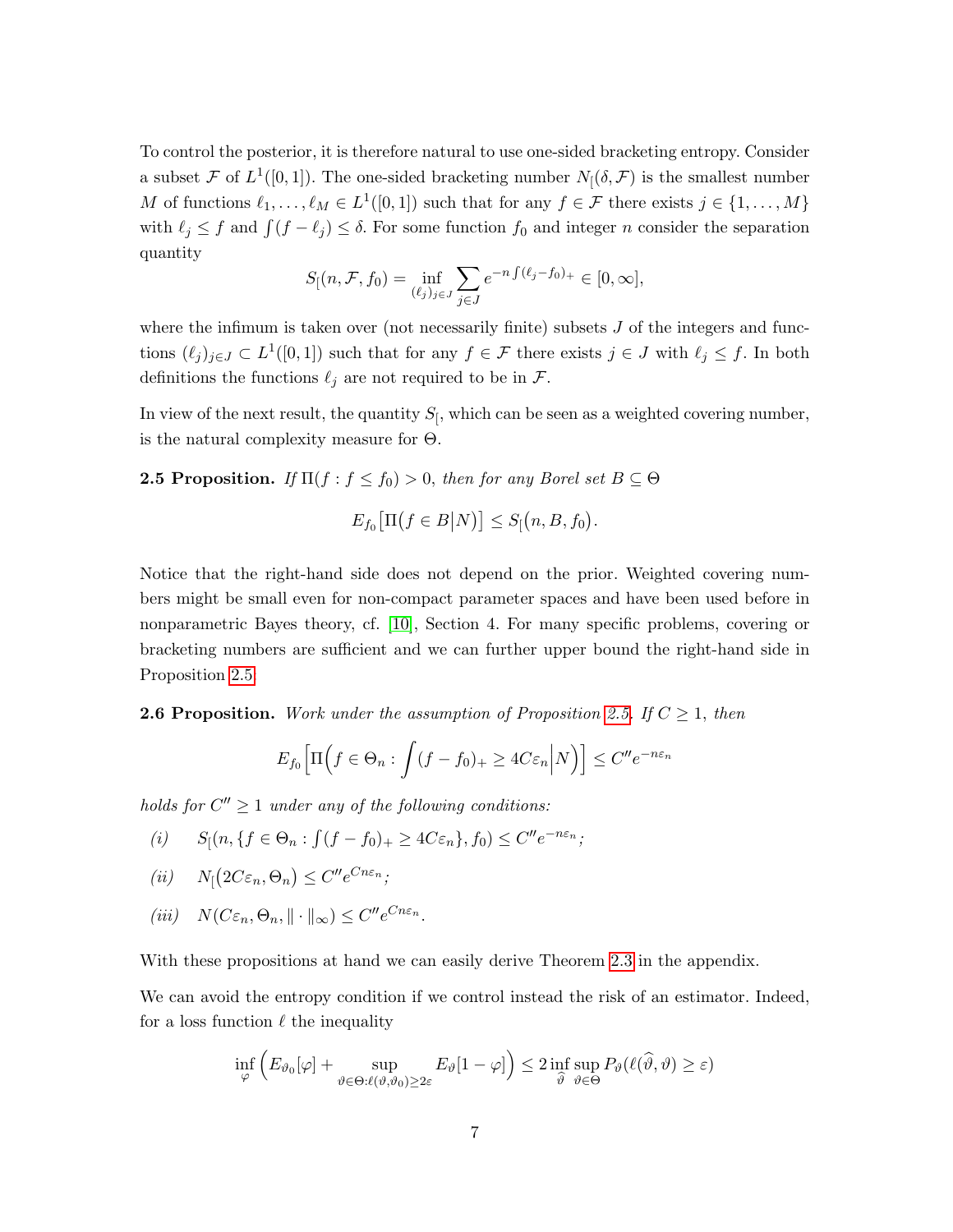To control the posterior, it is therefore natural to use one-sided bracketing entropy. Consider a subset $\mathcal{F}$ of $L^1([0,1])$. The one-sided bracketing number $N_{[}(\delta, \mathcal{F})$ is the smallest number $M$ of functions $\ell_1, \ldots, \ell_M \in L^1([0,1])$ such that for any $f \in \mathcal{F}$ there exists $j \in \{1, \ldots, M\}$ with $\ell_j \leq f$ and $\int (f - \ell_j) \leq \delta$. For some function $f_0$ and integer $n$ consider the separation quantity

$$S_{[}(n, \mathcal{F}, f_0) = \inf_{(\ell_j)_{j \in J}} \sum_{j \in J} e^{-n \int (\ell_j - f_0)_+} \in [0, \infty],$$

where the infimum is taken over (not necessarily finite) subsets $J$ of the integers and functions $(\ell_j)_{j \in J} \subset L^1([0,1])$ such that for any $f \in \mathcal{F}$ there exists $j \in J$ with $\ell_j \leq f$. In both definitions the functions $\ell_j$ are not required to be in $\mathcal{F}$.

In view of the next result, the quantity $S_{[}$, which can be seen as a weighted covering number, is the natural complexity measure for $\Theta$.

**2.5 Proposition.** *If $\Pi(f : f \leq f_0) > 0$, then for any Borel set $B \subseteq \Theta$*

$$E_{f_0}\big[\Pi\big(f \in B \big| N\big)\big] \leq S_{[}\big(n, B, f_0\big).$$

Notice that the right-hand side does not depend on the prior. Weighted covering numbers might be small even for non-compact parameter spaces and have been used before in nonparametric Bayes theory, cf. [10], Section 4. For many specific problems, covering or bracketing numbers are sufficient and we can further upper bound the right-hand side in Proposition 2.5.

**2.6 Proposition.** *Work under the assumption of Proposition 2.5. If $C \geq 1$, then*

$$E_{f_0}\Big[\Pi\Big(f \in \Theta_n : \int (f - f_0)_+ \geq 4C\varepsilon_n \Big| N\Big)\Big] \leq C'' e^{-n\varepsilon_n}$$

*holds for $C'' \geq 1$ under any of the following conditions:*

*(i)* $S_{[}(n, \{f \in \Theta_n : \int (f - f_0)_+ \geq 4C\varepsilon_n\}, f_0) \leq C'' e^{-n\varepsilon_n}$;

*(ii)* $N_{[}\big(2C\varepsilon_n, \Theta_n\big) \leq C'' e^{Cn\varepsilon_n}$;

*(iii)* $N(C\varepsilon_n, \Theta_n, \|\cdot\|_\infty) \leq C'' e^{Cn\varepsilon_n}$.

With these propositions at hand we can easily derive Theorem 2.3 in the appendix.

We can avoid the entropy condition if we control instead the risk of an estimator. Indeed, for a loss function $\ell$ the inequality

$$\inf_{\varphi} \Big( E_{\vartheta_0}[\varphi] + \sup_{\vartheta \in \Theta : \ell(\vartheta, \vartheta_0) \geq 2\varepsilon} E_\vartheta[1 - \varphi] \Big) \leq 2 \inf_{\widehat{\vartheta}} \sup_{\vartheta \in \Theta} P_\vartheta(\ell(\widehat{\vartheta}, \vartheta) \geq \varepsilon)$$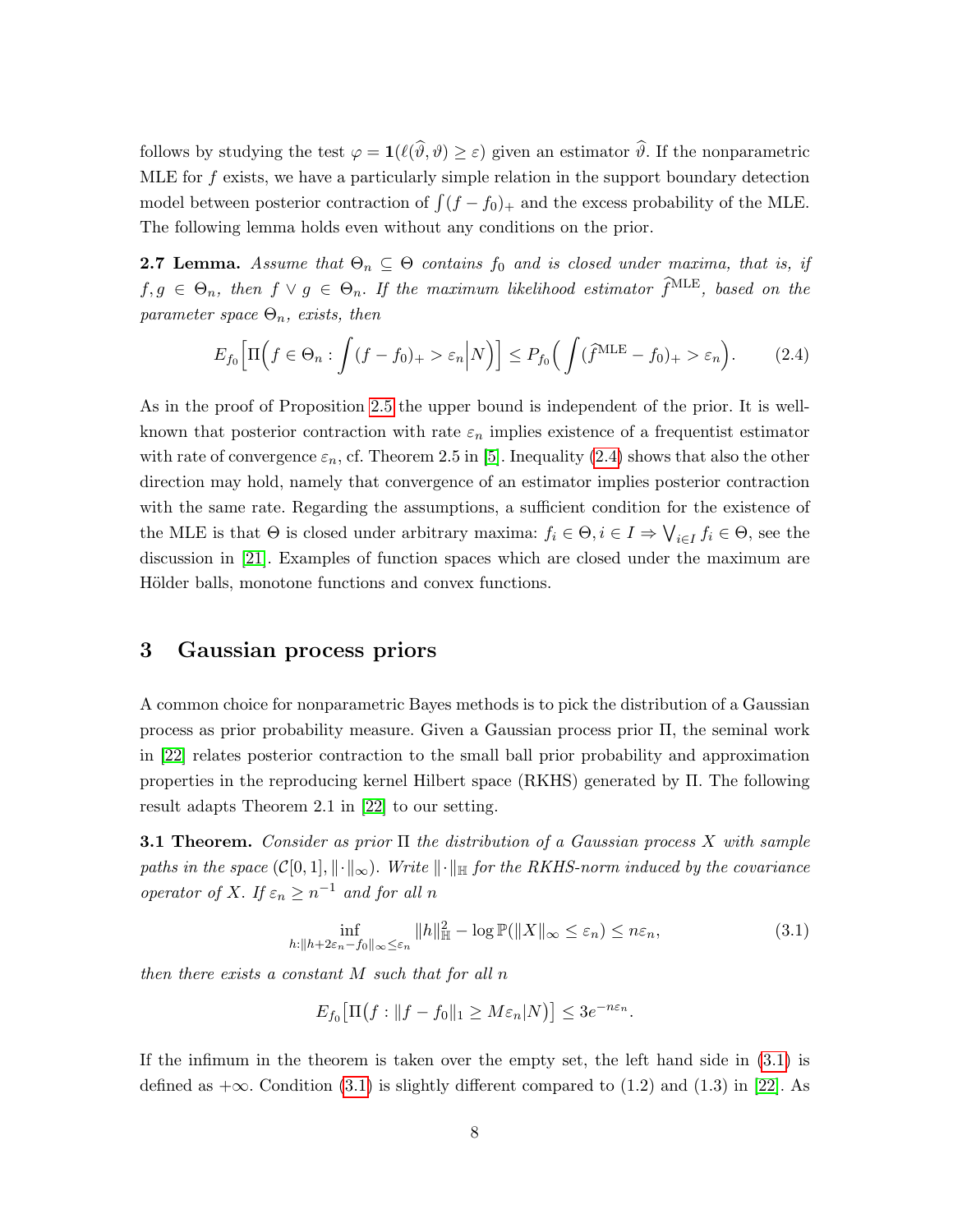follows by studying the test $\varphi = \mathbf{1}(\ell(\widehat{\vartheta}, \vartheta) \geq \varepsilon)$ given an estimator $\widehat{\vartheta}$. If the nonparametric MLE for $f$ exists, we have a particularly simple relation in the support boundary detection model between posterior contraction of $\int (f - f_0)_+$ and the excess probability of the MLE. The following lemma holds even without any conditions on the prior.

**2.7 Lemma.** *Assume that $\Theta_n \subseteq \Theta$ contains $f_0$ and is closed under maxima, that is, if $f, g \in \Theta_n$, then $f \vee g \in \Theta_n$. If the maximum likelihood estimator $\widehat{f}^{\mathrm{MLE}}$, based on the parameter space $\Theta_n$, exists, then*

$$E_{f_0}\Big[\Pi\Big(f \in \Theta_n : \int (f - f_0)_+ > \varepsilon_n \Big| N\Big)\Big] \leq P_{f_0}\Big(\int (\widehat{f}^{\mathrm{MLE}} - f_0)_+ > \varepsilon_n\Big). \tag{2.4}$$

As in the proof of Proposition 2.5 the upper bound is independent of the prior. It is well-known that posterior contraction with rate $\varepsilon_n$ implies existence of a frequentist estimator with rate of convergence $\varepsilon_n$, cf. Theorem 2.5 in [5]. Inequality (2.4) shows that also the other direction may hold, namely that convergence of an estimator implies posterior contraction with the same rate. Regarding the assumptions, a sufficient condition for the existence of the MLE is that $\Theta$ is closed under arbitrary maxima: $f_i \in \Theta, i \in I \Rightarrow \bigvee_{i \in I} f_i \in \Theta$, see the discussion in [21]. Examples of function spaces which are closed under the maximum are Hölder balls, monotone functions and convex functions.

## 3 Gaussian process priors

A common choice for nonparametric Bayes methods is to pick the distribution of a Gaussian process as prior probability measure. Given a Gaussian process prior $\Pi$, the seminal work in [22] relates posterior contraction to the small ball prior probability and approximation properties in the reproducing kernel Hilbert space (RKHS) generated by $\Pi$. The following result adapts Theorem 2.1 in [22] to our setting.

**3.1 Theorem.** *Consider as prior $\Pi$ the distribution of a Gaussian process $X$ with sample paths in the space $(\mathcal{C}[0,1], \|\cdot\|_\infty)$. Write $\|\cdot\|_{\mathbb{H}}$ for the RKHS-norm induced by the covariance operator of $X$. If $\varepsilon_n \geq n^{-1}$ and for all $n$*

$$\inf_{h : \|h + 2\varepsilon_n - f_0\|_\infty \leq \varepsilon_n} \|h\|_{\mathbb{H}}^2 - \log \mathbb{P}(\|X\|_\infty \leq \varepsilon_n) \leq n\varepsilon_n, \tag{3.1}$$

*then there exists a constant $M$ such that for all $n$*

$$E_{f_0}\big[\Pi\big(f : \|f - f_0\|_1 \geq M\varepsilon_n | N\big)\big] \leq 3e^{-n\varepsilon_n}.$$

If the infimum in the theorem is taken over the empty set, the left hand side in (3.1) is defined as $+\infty$. Condition (3.1) is slightly different compared to (1.2) and (1.3) in [22]. As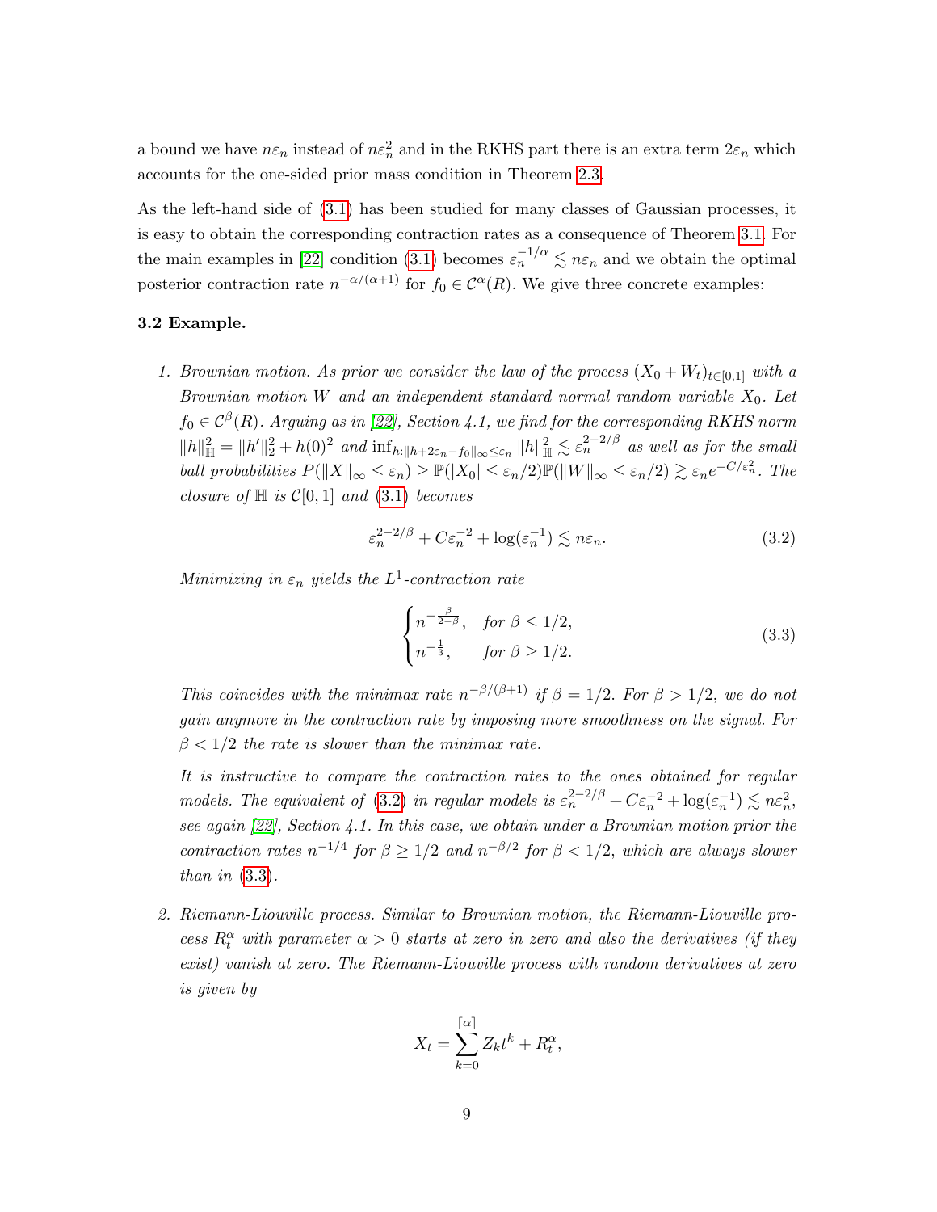a bound we have $n\varepsilon_n$ instead of $n\varepsilon_n^2$ and in the RKHS part there is an extra term $2\varepsilon_n$ which accounts for the one-sided prior mass condition in Theorem 2.3.

As the left-hand side of (3.1) has been studied for many classes of Gaussian processes, it is easy to obtain the corresponding contraction rates as a consequence of Theorem 3.1. For the main examples in [22] condition (3.1) becomes $\varepsilon_n^{-1/\alpha} \lesssim n\varepsilon_n$ and we obtain the optimal posterior contraction rate $n^{-\alpha/(\alpha+1)}$ for $f_0 \in \mathcal{C}^\alpha(R)$. We give three concrete examples:

**3.2 Example.**

1. *Brownian motion. As prior we consider the law of the process $(X_0 + W_t)_{t\in[0,1]}$ with a Brownian motion $W$ and an independent standard normal random variable $X_0$. Let $f_0 \in \mathcal{C}^\beta(R)$. Arguing as in [22], Section 4.1, we find for the corresponding RKHS norm $\|h\|_{\mathbb{H}}^2 = \|h'\|_2^2 + h(0)^2$ and $\inf_{h:\|h+2\varepsilon_n - f_0\|_\infty \le \varepsilon_n} \|h\|_{\mathbb{H}}^2 \lesssim \varepsilon_n^{2-2/\beta}$ as well as for the small ball probabilities $P(\|X\|_\infty \le \varepsilon_n) \ge \mathbb{P}(|X_0| \le \varepsilon_n/2)\mathbb{P}(\|W\|_\infty \le \varepsilon_n/2) \gtrsim \varepsilon_n e^{-C/\varepsilon_n^2}$. The closure of $\mathbb{H}$ is $\mathcal{C}[0,1]$ and (3.1) becomes*

$$\varepsilon_n^{2-2/\beta} + C\varepsilon_n^{-2} + \log(\varepsilon_n^{-1}) \lesssim n\varepsilon_n. \tag{3.2}$$

   *Minimizing in $\varepsilon_n$ yields the $L^1$-contraction rate*

$$\begin{cases} n^{-\frac{\beta}{2-\beta}}, & \text{for } \beta \le 1/2, \\ n^{-\frac{1}{3}}, & \text{for } \beta \ge 1/2. \end{cases} \tag{3.3}$$

   *This coincides with the minimax rate $n^{-\beta/(\beta+1)}$ if $\beta = 1/2$. For $\beta > 1/2$, we do not gain anymore in the contraction rate by imposing more smoothness on the signal. For $\beta < 1/2$ the rate is slower than the minimax rate.*

   *It is instructive to compare the contraction rates to the ones obtained for regular models. The equivalent of (3.2) in regular models is $\varepsilon_n^{2-2/\beta} + C\varepsilon_n^{-2} + \log(\varepsilon_n^{-1}) \lesssim n\varepsilon_n^2$, see again [22], Section 4.1. In this case, we obtain under a Brownian motion prior the contraction rates $n^{-1/4}$ for $\beta \ge 1/2$ and $n^{-\beta/2}$ for $\beta < 1/2$, which are always slower than in (3.3).*

2. *Riemann-Liouville process. Similar to Brownian motion, the Riemann-Liouville process $R_t^\alpha$ with parameter $\alpha > 0$ starts at zero in zero and also the derivatives (if they exist) vanish at zero. The Riemann-Liouville process with random derivatives at zero is given by*

$$X_t = \sum_{k=0}^{\lceil \alpha \rceil} Z_k t^k + R_t^\alpha,$$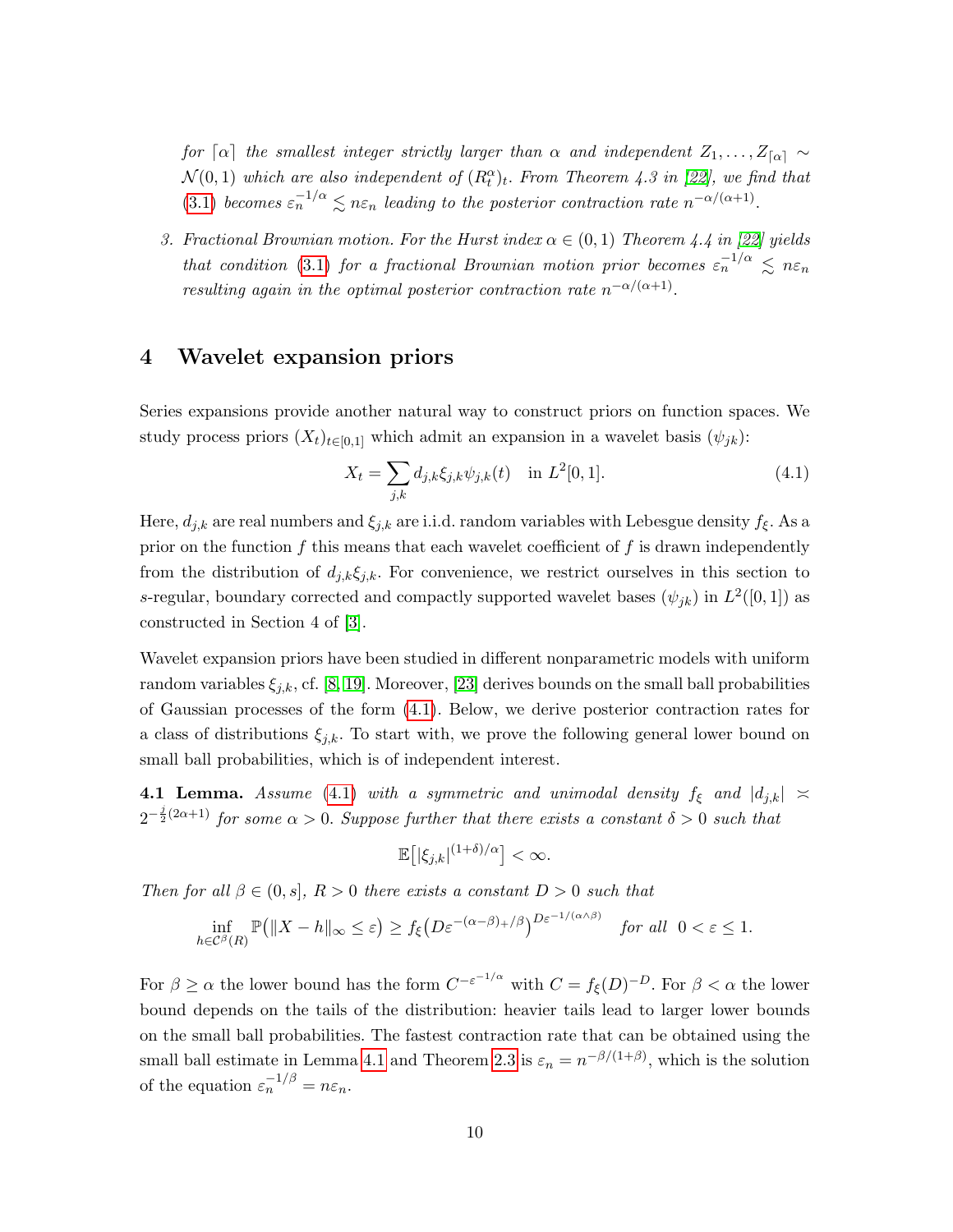*for $\lceil \alpha \rceil$ the smallest integer strictly larger than $\alpha$ and independent $Z_1, \ldots, Z_{\lceil \alpha \rceil} \sim \mathcal{N}(0,1)$ which are also independent of $(R_t^\alpha)_t$. From Theorem 4.3 in [22], we find that (3.1) becomes $\varepsilon_n^{-1/\alpha} \lesssim n\varepsilon_n$ leading to the posterior contraction rate $n^{-\alpha/(\alpha+1)}$.*

3. *Fractional Brownian motion. For the Hurst index $\alpha \in (0,1)$ Theorem 4.4 in [22] yields that condition (3.1) for a fractional Brownian motion prior becomes $\varepsilon_n^{-1/\alpha} \lesssim n\varepsilon_n$ resulting again in the optimal posterior contraction rate $n^{-\alpha/(\alpha+1)}$.*

## 4 Wavelet expansion priors

Series expansions provide another natural way to construct priors on function spaces. We study process priors $(X_t)_{t\in[0,1]}$ which admit an expansion in a wavelet basis $(\psi_{jk})$:

$$X_t = \sum_{j,k} d_{j,k}\xi_{j,k}\psi_{j,k}(t) \quad \text{in } L^2[0,1]. \tag{4.1}$$

Here, $d_{j,k}$ are real numbers and $\xi_{j,k}$ are i.i.d. random variables with Lebesgue density $f_\xi$. As a prior on the function $f$ this means that each wavelet coefficient of $f$ is drawn independently from the distribution of $d_{j,k}\xi_{j,k}$. For convenience, we restrict ourselves in this section to $s$-regular, boundary corrected and compactly supported wavelet bases $(\psi_{jk})$ in $L^2([0,1])$ as constructed in Section 4 of [3].

Wavelet expansion priors have been studied in different nonparametric models with uniform random variables $\xi_{j,k}$, cf. [8, 19]. Moreover, [23] derives bounds on the small ball probabilities of Gaussian processes of the form (4.1). Below, we derive posterior contraction rates for a class of distributions $\xi_{j,k}$. To start with, we prove the following general lower bound on small ball probabilities, which is of independent interest.

**4.1 Lemma.** *Assume (4.1) with a symmetric and unimodal density $f_\xi$ and $|d_{j,k}| \asymp 2^{-\frac{j}{2}(2\alpha+1)}$ for some $\alpha > 0$. Suppose further that there exists a constant $\delta > 0$ such that*

$$\mathbb{E}\big[|\xi_{j,k}|^{(1+\delta)/\alpha}\big] < \infty.$$

*Then for all $\beta \in (0, s]$, $R > 0$ there exists a constant $D > 0$ such that*

$$\inf_{h\in\mathcal{C}^\beta(R)} \mathbb{P}\big(\|X-h\|_\infty \le \varepsilon\big) \ge f_\xi\big(D\varepsilon^{-(\alpha-\beta)_+/\beta}\big)^{D\varepsilon^{-1/(\alpha\wedge\beta)}} \quad \text{for all } \ 0 < \varepsilon \le 1.$$

For $\beta \ge \alpha$ the lower bound has the form $C^{-\varepsilon^{-1/\alpha}}$ with $C = f_\xi(D)^{-D}$. For $\beta < \alpha$ the lower bound depends on the tails of the distribution: heavier tails lead to larger lower bounds on the small ball probabilities. The fastest contraction rate that can be obtained using the small ball estimate in Lemma 4.1 and Theorem 2.3 is $\varepsilon_n = n^{-\beta/(1+\beta)}$, which is the solution of the equation $\varepsilon_n^{-1/\beta} = n\varepsilon_n$.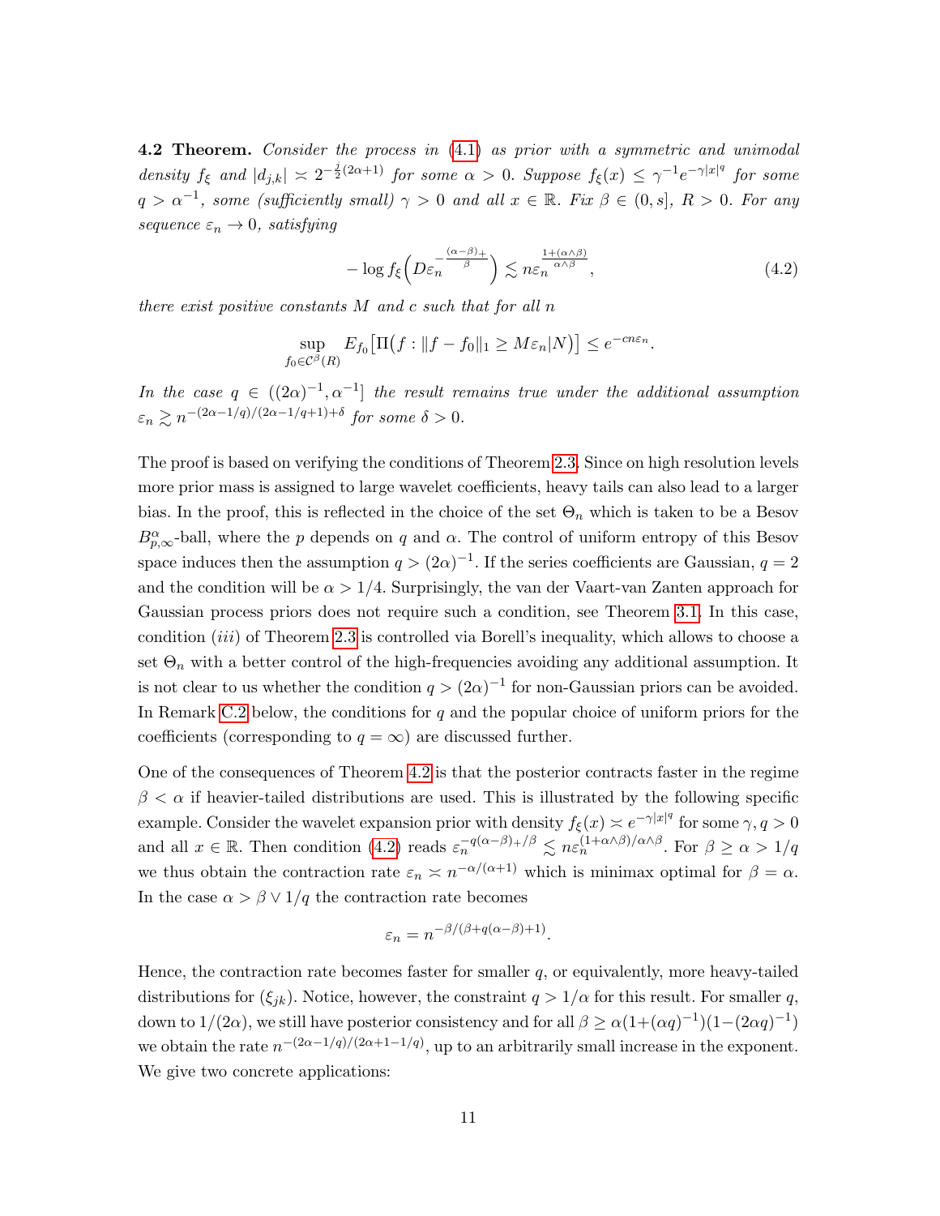**4.2 Theorem.** *Consider the process in* (4.1) *as prior with a symmetric and unimodal density $f_\xi$ and $|d_{j,k}| \asymp 2^{-\frac{j}{2}(2\alpha+1)}$ for some $\alpha > 0$. Suppose $f_\xi(x) \le \gamma^{-1} e^{-\gamma |x|^q}$ for some $q > \alpha^{-1}$, some (sufficiently small) $\gamma > 0$ and all $x \in \mathbb{R}$. Fix $\beta \in (0, s]$, $R > 0$. For any sequence $\varepsilon_n \to 0$, satisfying*

$$
-\log f_\xi\Big(D\varepsilon_n^{-\frac{(\alpha-\beta)_+}{\beta}}\Big) \lesssim n\varepsilon_n^{\frac{1+(\alpha\wedge\beta)}{\alpha\wedge\beta}}, \tag{4.2}
$$

*there exist positive constants $M$ and $c$ such that for all $n$*

$$
\sup_{f_0 \in \mathcal{C}^\beta(R)} E_{f_0}\big[\Pi\big(f : \|f - f_0\|_1 \ge M\varepsilon_n | N\big)\big] \le e^{-cn\varepsilon_n}.
$$

*In the case $q \in ((2\alpha)^{-1}, \alpha^{-1}]$ the result remains true under the additional assumption $\varepsilon_n \gtrsim n^{-(2\alpha-1/q)/(2\alpha-1/q+1)+\delta}$ for some $\delta > 0$.*

The proof is based on verifying the conditions of Theorem 2.3. Since on high resolution levels more prior mass is assigned to large wavelet coefficients, heavy tails can also lead to a larger bias. In the proof, this is reflected in the choice of the set $\Theta_n$ which is taken to be a Besov $B^\alpha_{p,\infty}$-ball, where the $p$ depends on $q$ and $\alpha$. The control of uniform entropy of this Besov space induces then the assumption $q > (2\alpha)^{-1}$. If the series coefficients are Gaussian, $q = 2$ and the condition will be $\alpha > 1/4$. Surprisingly, the van der Vaart-van Zanten approach for Gaussian process priors does not require such a condition, see Theorem 3.1. In this case, condition $(iii)$ of Theorem 2.3 is controlled via Borell's inequality, which allows to choose a set $\Theta_n$ with a better control of the high-frequencies avoiding any additional assumption. It is not clear to us whether the condition $q > (2\alpha)^{-1}$ for non-Gaussian priors can be avoided. In Remark C.2 below, the conditions for $q$ and the popular choice of uniform priors for the coefficients (corresponding to $q = \infty$) are discussed further.

One of the consequences of Theorem 4.2 is that the posterior contracts faster in the regime $\beta < \alpha$ if heavier-tailed distributions are used. This is illustrated by the following specific example. Consider the wavelet expansion prior with density $f_\xi(x) \asymp e^{-\gamma|x|^q}$ for some $\gamma, q > 0$ and all $x \in \mathbb{R}$. Then condition (4.2) reads $\varepsilon_n^{-q(\alpha-\beta)_+/\beta} \lesssim n\varepsilon_n^{(1+\alpha\wedge\beta)/\alpha\wedge\beta}$. For $\beta \ge \alpha > 1/q$ we thus obtain the contraction rate $\varepsilon_n \asymp n^{-\alpha/(\alpha+1)}$ which is minimax optimal for $\beta = \alpha$. In the case $\alpha > \beta \vee 1/q$ the contraction rate becomes

$$
\varepsilon_n = n^{-\beta/(\beta+q(\alpha-\beta)+1)}.
$$

Hence, the contraction rate becomes faster for smaller $q$, or equivalently, more heavy-tailed distributions for $(\xi_{jk})$. Notice, however, the constraint $q > 1/\alpha$ for this result. For smaller $q$, down to $1/(2\alpha)$, we still have posterior consistency and for all $\beta \ge \alpha(1+(\alpha q)^{-1})(1-(2\alpha q)^{-1})$ we obtain the rate $n^{-(2\alpha-1/q)/(2\alpha+1-1/q)}$, up to an arbitrarily small increase in the exponent. We give two concrete applications: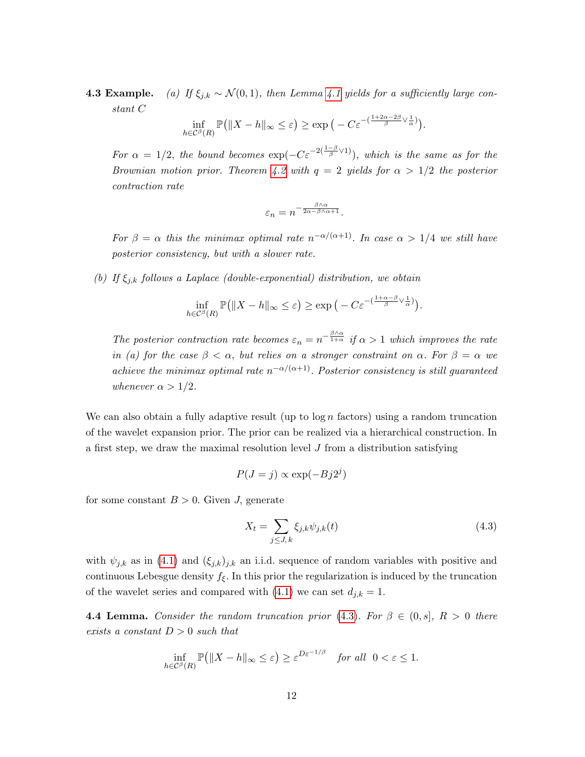**4.3 Example.** *(a) If $\xi_{j,k} \sim \mathcal{N}(0,1)$, then Lemma 4.1 yields for a sufficiently large constant $C$*

$$\inf_{h \in \mathcal{C}^\beta(R)} \mathbb{P}\big(\|X - h\|_\infty \leq \varepsilon\big) \geq \exp\big(-C\varepsilon^{-(\frac{1+2\alpha-2\beta}{\beta} \vee \frac{1}{\alpha})}\big).$$

*For $\alpha = 1/2$, the bound becomes $\exp(-C\varepsilon^{-2(\frac{1-\beta}{\beta} \vee 1)})$, which is the same as for the Brownian motion prior. Theorem 4.2 with $q = 2$ yields for $\alpha > 1/2$ the posterior contraction rate*

$$\varepsilon_n = n^{-\frac{\beta\wedge\alpha}{2\alpha - \beta\wedge\alpha + 1}}.$$

*For $\beta = \alpha$ this the minimax optimal rate $n^{-\alpha/(\alpha+1)}$. In case $\alpha > 1/4$ we still have posterior consistency, but with a slower rate.*

*(b) If $\xi_{j,k}$ follows a Laplace (double-exponential) distribution, we obtain*

$$\inf_{h \in \mathcal{C}^\beta(R)} \mathbb{P}\big(\|X - h\|_\infty \leq \varepsilon\big) \geq \exp\big(-C\varepsilon^{-(\frac{1+\alpha-\beta}{\beta} \vee \frac{1}{\alpha})}\big).$$

*The posterior contraction rate becomes $\varepsilon_n = n^{-\frac{\beta\wedge\alpha}{1+\alpha}}$ if $\alpha > 1$ which improves the rate in (a) for the case $\beta < \alpha$, but relies on a stronger constraint on $\alpha$. For $\beta = \alpha$ we achieve the minimax optimal rate $n^{-\alpha/(\alpha+1)}$. Posterior consistency is still guaranteed whenever $\alpha > 1/2$.*

We can also obtain a fully adaptive result (up to $\log n$ factors) using a random truncation of the wavelet expansion prior. The prior can be realized via a hierarchical construction. In a first step, we draw the maximal resolution level $J$ from a distribution satisfying

$$P(J = j) \propto \exp(-Bj2^j)$$

for some constant $B > 0$. Given $J$, generate

$$X_t = \sum_{j \leq J,\, k} \xi_{j,k}\psi_{j,k}(t) \tag{4.3}$$

with $\psi_{j,k}$ as in (4.1) and $(\xi_{j,k})_{j,k}$ an i.i.d. sequence of random variables with positive and continuous Lebesgue density $f_\xi$. In this prior the regularization is induced by the truncation of the wavelet series and compared with (4.1) we can set $d_{j,k} = 1$.

**4.4 Lemma.** *Consider the random truncation prior (4.3). For $\beta \in (0, s]$, $R > 0$ there exists a constant $D > 0$ such that*

$$\inf_{h \in \mathcal{C}^\beta(R)} \mathbb{P}\big(\|X - h\|_\infty \leq \varepsilon\big) \geq \varepsilon^{D\varepsilon^{-1/\beta}} \quad \textit{for all } \ 0 < \varepsilon \leq 1.$$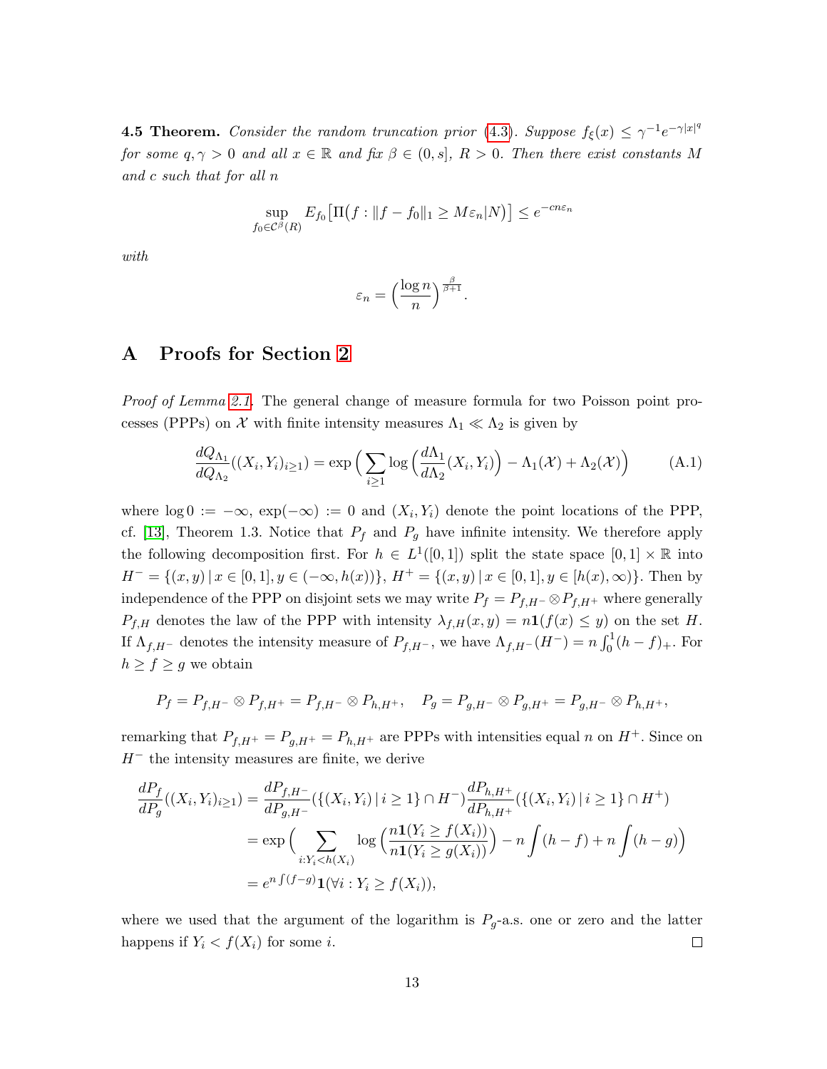**4.5 Theorem.** *Consider the random truncation prior (4.3). Suppose $f_\xi(x) \leq \gamma^{-1}e^{-\gamma|x|^q}$ for some $q, \gamma > 0$ and all $x \in \mathbb{R}$ and fix $\beta \in (0, s]$, $R > 0$. Then there exist constants $M$ and $c$ such that for all $n$*

$$\sup_{f_0 \in \mathcal{C}^\beta(R)} E_{f_0}\big[\Pi\big(f : \|f - f_0\|_1 \geq M\varepsilon_n | N\big)\big] \leq e^{-cn\varepsilon_n}$$

*with*

$$\varepsilon_n = \Big(\frac{\log n}{n}\Big)^{\frac{\beta}{\beta+1}}.$$

# A Proofs for Section 2

*Proof of Lemma 2.1.* The general change of measure formula for two Poisson point processes (PPPs) on $\mathcal{X}$ with finite intensity measures $\Lambda_1 \ll \Lambda_2$ is given by

$$\frac{dQ_{\Lambda_1}}{dQ_{\Lambda_2}}((X_i, Y_i)_{i\geq 1}) = \exp\Big(\sum_{i\geq 1} \log\Big(\frac{d\Lambda_1}{d\Lambda_2}(X_i, Y_i)\Big) - \Lambda_1(\mathcal{X}) + \Lambda_2(\mathcal{X})\Big) \tag{A.1}$$

where $\log 0 := -\infty$, $\exp(-\infty) := 0$ and $(X_i, Y_i)$ denote the point locations of the PPP, cf. [13], Theorem 1.3. Notice that $P_f$ and $P_g$ have infinite intensity. We therefore apply the following decomposition first. For $h \in L^1([0,1])$ split the state space $[0,1] \times \mathbb{R}$ into $H^- = \{(x,y) \,|\, x \in [0,1], y \in (-\infty, h(x))\}$, $H^+ = \{(x,y) \,|\, x \in [0,1], y \in [h(x), \infty)\}$. Then by independence of the PPP on disjoint sets we may write $P_f = P_{f,H^-} \otimes P_{f,H^+}$ where generally $P_{f,H}$ denotes the law of the PPP with intensity $\lambda_{f,H}(x,y) = n\mathbf{1}(f(x) \leq y)$ on the set $H$. If $\Lambda_{f,H^-}$ denotes the intensity measure of $P_{f,H^-}$, we have $\Lambda_{f,H^-}(H^-) = n\int_0^1 (h - f)_+$. For $h \geq f \geq g$ we obtain

$$P_f = P_{f,H^-} \otimes P_{f,H^+} = P_{f,H^-} \otimes P_{h,H^+}, \quad P_g = P_{g,H^-} \otimes P_{g,H^+} = P_{g,H^-} \otimes P_{h,H^+},$$

remarking that $P_{f,H^+} = P_{g,H^+} = P_{h,H^+}$ are PPPs with intensities equal $n$ on $H^+$. Since on $H^-$ the intensity measures are finite, we derive

$$\begin{aligned}
\frac{dP_f}{dP_g}((X_i, Y_i)_{i\geq 1}) &= \frac{dP_{f,H^-}}{dP_{g,H^-}}(\{(X_i, Y_i) \,|\, i \geq 1\} \cap H^-)\frac{dP_{h,H^+}}{dP_{h,H^+}}(\{(X_i, Y_i) \,|\, i \geq 1\} \cap H^+) \\
&= \exp\Big(\sum_{i: Y_i < h(X_i)} \log\Big(\frac{n\mathbf{1}(Y_i \geq f(X_i))}{n\mathbf{1}(Y_i \geq g(X_i))}\Big) - n\int (h - f) + n\int (h - g)\Big) \\
&= e^{n\int(f-g)}\mathbf{1}(\forall i : Y_i \geq f(X_i)),
\end{aligned}$$

where we used that the argument of the logarithm is $P_g$-a.s. one or zero and the latter happens if $Y_i < f(X_i)$ for some $i$. $\square$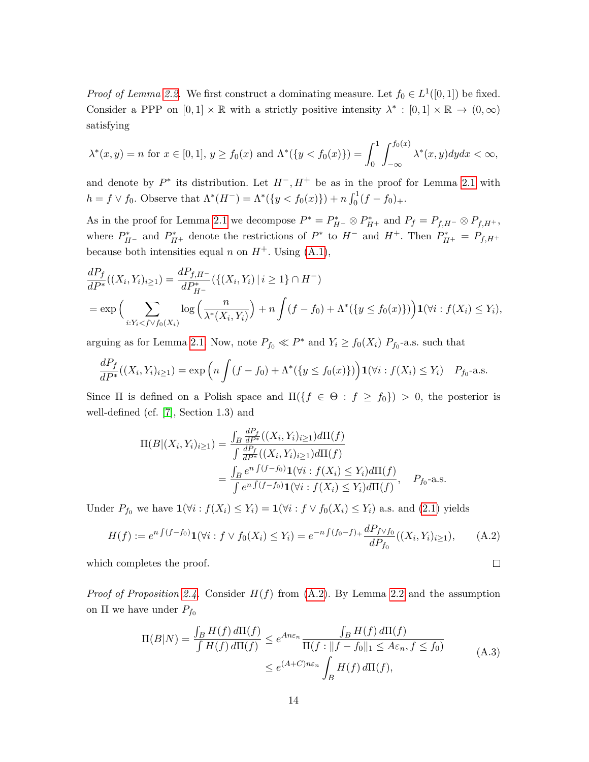*Proof of Lemma 2.2.* We first construct a dominating measure. Let $f_0 \in L^1([0,1])$ be fixed. Consider a PPP on $[0,1] \times \mathbb{R}$ with a strictly positive intensity $\lambda^* : [0,1] \times \mathbb{R} \to (0,\infty)$ satisfying

$$\lambda^*(x,y) = n \text{ for } x \in [0,1],\, y \geq f_0(x) \text{ and } \Lambda^*(\{y < f_0(x)\}) = \int_0^1 \int_{-\infty}^{f_0(x)} \lambda^*(x,y) dy dx < \infty,$$

and denote by $P^*$ its distribution. Let $H^-, H^+$ be as in the proof for Lemma 2.1 with $h = f \vee f_0$. Observe that $\Lambda^*(H^-) = \Lambda^*(\{y < f_0(x)\}) + n \int_0^1 (f - f_0)_+$.

As in the proof for Lemma 2.1 we decompose $P^* = P^*_{H^-} \otimes P^*_{H^+}$ and $P_f = P_{f,H^-} \otimes P_{f,H^+}$, where $P^*_{H^-}$ and $P^*_{H^+}$ denote the restrictions of $P^*$ to $H^-$ and $H^+$. Then $P^*_{H^+} = P_{f,H^+}$ because both intensities equal $n$ on $H^+$. Using (A.1),

$$\begin{aligned}
&\frac{dP_f}{dP^*}((X_i,Y_i)_{i\geq 1}) = \frac{dP_{f,H^-}}{dP^*_{H^-}}(\{(X_i,Y_i) \,|\, i \geq 1\} \cap H^-) \\
&= \exp\Big( \sum_{i: Y_i < f \vee f_0(X_i)} \log\Big(\frac{n}{\lambda^*(X_i,Y_i)}\Big) + n \int (f - f_0) + \Lambda^*(\{y \leq f_0(x)\}) \Big) \mathbf{1}(\forall i : f(X_i) \leq Y_i),
\end{aligned}$$

arguing as for Lemma 2.1. Now, note $P_{f_0} \ll P^*$ and $Y_i \geq f_0(X_i)$ $P_{f_0}$-a.s. such that

$$\frac{dP_f}{dP^*}((X_i,Y_i)_{i\geq 1}) = \exp\Big(n \int (f - f_0) + \Lambda^*(\{y \leq f_0(x)\})\Big) \mathbf{1}(\forall i : f(X_i) \leq Y_i) \quad P_{f_0}\text{-a.s.}$$

Since $\Pi$ is defined on a Polish space and $\Pi(\{f \in \Theta : f \geq f_0\}) > 0$, the posterior is well-defined (cf. [7], Section 1.3) and

$$\begin{aligned}
\Pi(B|(X_i,Y_i)_{i\geq 1}) &= \frac{\int_B \frac{dP_f}{dP^*}((X_i,Y_i)_{i\geq 1}) d\Pi(f)}{\int \frac{dP_f}{dP^*}((X_i,Y_i)_{i\geq 1}) d\Pi(f)} \\
&= \frac{\int_B e^{n\int(f-f_0)} \mathbf{1}(\forall i : f(X_i) \leq Y_i) d\Pi(f)}{\int e^{n\int(f-f_0)} \mathbf{1}(\forall i : f(X_i) \leq Y_i) d\Pi(f)}, \quad P_{f_0}\text{-a.s.}
\end{aligned}$$

Under $P_{f_0}$ we have $\mathbf{1}(\forall i : f(X_i) \leq Y_i) = \mathbf{1}(\forall i : f \vee f_0(X_i) \leq Y_i)$ a.s. and (2.1) yields

$$H(f) := e^{n\int(f-f_0)} \mathbf{1}(\forall i : f \vee f_0(X_i) \leq Y_i) = e^{-n\int(f_0-f)_+} \frac{dP_{f\vee f_0}}{dP_{f_0}}((X_i,Y_i)_{i\geq 1}), \tag{A.2}$$

which completes the proof. ∎

*Proof of Proposition 2.4.* Consider $H(f)$ from (A.2). By Lemma 2.2 and the assumption on $\Pi$ we have under $P_{f_0}$

$$\begin{aligned}
\Pi(B|N) = \frac{\int_B H(f)\, d\Pi(f)}{\int H(f)\, d\Pi(f)} &\leq e^{An\varepsilon_n} \frac{\int_B H(f)\, d\Pi(f)}{\Pi(f : \|f - f_0\|_1 \leq A\varepsilon_n, f \leq f_0)} \\
&\leq e^{(A+C)n\varepsilon_n} \int_B H(f)\, d\Pi(f),
\end{aligned} \tag{A.3}$$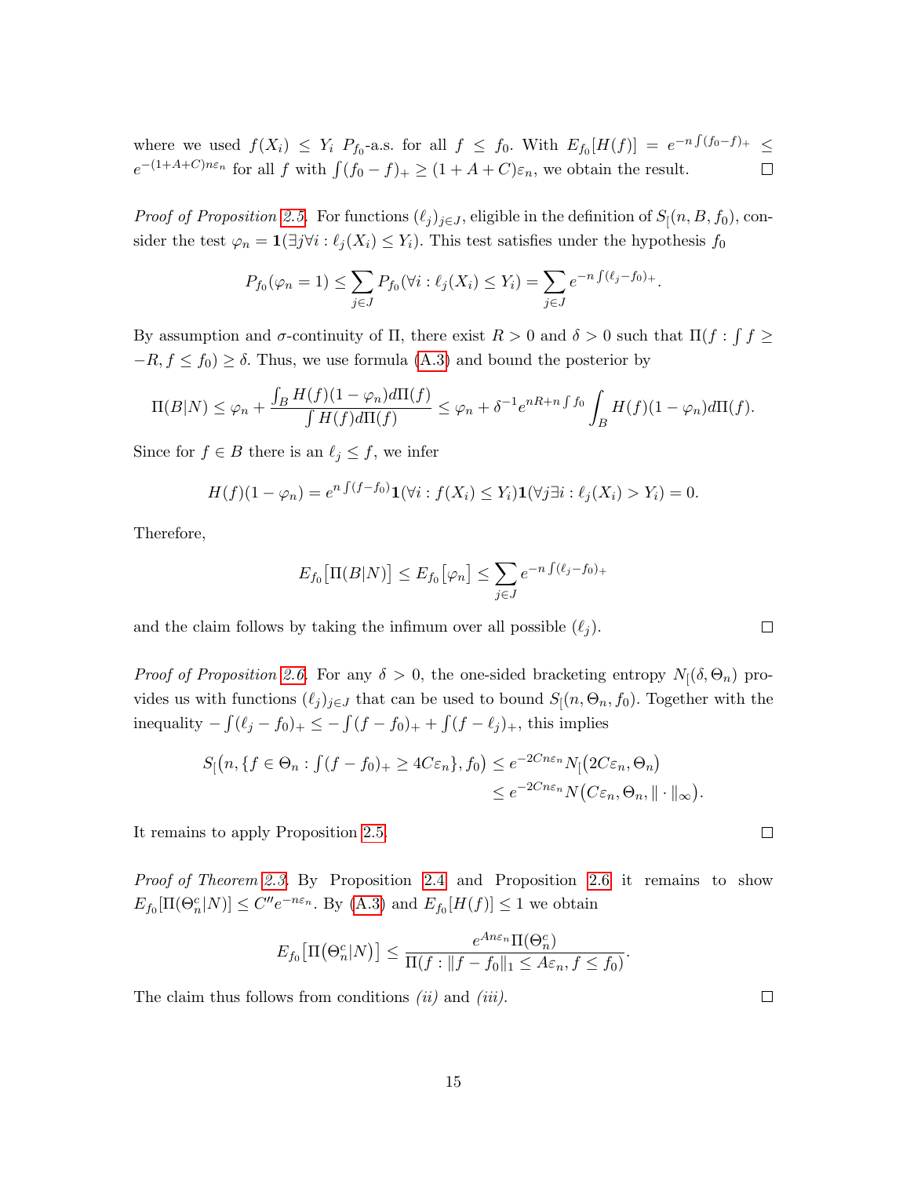where we used $f(X_i) \le Y_i$ $P_{f_0}$-a.s. for all $f \le f_0$. With $E_{f_0}[H(f)] = e^{-n\int(f_0-f)_+} \le e^{-(1+A+C)n\varepsilon_n}$ for all $f$ with $\int(f_0-f)_+ \ge (1+A+C)\varepsilon_n$, we obtain the result. ☐

*Proof of Proposition 2.5.* For functions $(\ell_j)_{j\in J}$, eligible in the definition of $S_{[}(n, B, f_0)$, consider the test $\varphi_n = \mathbf{1}(\exists j \forall i : \ell_j(X_i) \le Y_i)$. This test satisfies under the hypothesis $f_0$

$$P_{f_0}(\varphi_n = 1) \le \sum_{j\in J} P_{f_0}(\forall i : \ell_j(X_i) \le Y_i) = \sum_{j\in J} e^{-n\int(\ell_j - f_0)_+}.$$

By assumption and $\sigma$-continuity of $\Pi$, there exist $R > 0$ and $\delta > 0$ such that $\Pi(f : \int f \ge -R, f \le f_0) \ge \delta$. Thus, we use formula (A.3) and bound the posterior by

$$\Pi(B|N) \le \varphi_n + \frac{\int_B H(f)(1-\varphi_n)d\Pi(f)}{\int H(f)d\Pi(f)} \le \varphi_n + \delta^{-1}e^{nR+n\int f_0}\int_B H(f)(1-\varphi_n)d\Pi(f).$$

Since for $f \in B$ there is an $\ell_j \le f$, we infer

$$H(f)(1-\varphi_n) = e^{n\int(f-f_0)}\mathbf{1}(\forall i : f(X_i) \le Y_i)\mathbf{1}(\forall j \exists i : \ell_j(X_i) > Y_i) = 0.$$

Therefore,

$$E_{f_0}\big[\Pi(B|N)\big] \le E_{f_0}\big[\varphi_n\big] \le \sum_{j\in J} e^{-n\int(\ell_j-f_0)_+}$$

and the claim follows by taking the infimum over all possible $(\ell_j)$. ☐

*Proof of Proposition 2.6.* For any $\delta > 0$, the one-sided bracketing entropy $N_{[}(\delta, \Theta_n)$ provides us with functions $(\ell_j)_{j\in J}$ that can be used to bound $S_{[}(n, \Theta_n, f_0)$. Together with the inequality $-\int(\ell_j - f_0)_+ \le -\int(f-f_0)_+ + \int(f-\ell_j)_+$, this implies

$$\begin{aligned} S_{[}\big(n, \{f \in \Theta_n : \textstyle\int(f-f_0)_+ \ge 4C\varepsilon_n\}, f_0\big) &\le e^{-2Cn\varepsilon_n}N_{[}\big(2C\varepsilon_n, \Theta_n\big) \\ &\le e^{-2Cn\varepsilon_n}N\big(C\varepsilon_n, \Theta_n, \|\cdot\|_\infty\big). \end{aligned}$$

It remains to apply Proposition 2.5. ☐

*Proof of Theorem 2.3.* By Proposition 2.4 and Proposition 2.6 it remains to show $E_{f_0}[\Pi(\Theta_n^c|N)] \le C''e^{-n\varepsilon_n}$. By (A.3) and $E_{f_0}[H(f)] \le 1$ we obtain

$$E_{f_0}\big[\Pi\big(\Theta_n^c|N\big)\big] \le \frac{e^{An\varepsilon_n}\Pi(\Theta_n^c)}{\Pi(f : \|f - f_0\|_1 \le A\varepsilon_n, f \le f_0)}.$$

The claim thus follows from conditions *(ii)* and *(iii)*. ☐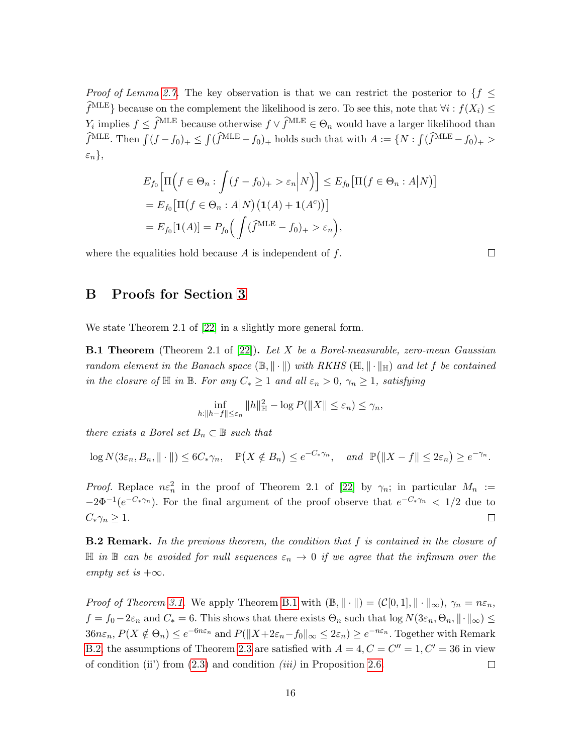*Proof of Lemma 2.7.* The key observation is that we can restrict the posterior to $\{f \leq \widehat{f}^{\mathrm{MLE}}\}$ because on the complement the likelihood is zero. To see this, note that $\forall i : f(X_i) \leq Y_i$ implies $f \leq \widehat{f}^{\mathrm{MLE}}$ because otherwise $f \vee \widehat{f}^{\mathrm{MLE}} \in \Theta_n$ would have a larger likelihood than $\widehat{f}^{\mathrm{MLE}}$. Then $\int (f - f_0)_+ \leq \int (\widehat{f}^{\mathrm{MLE}} - f_0)_+$ holds such that with $A := \{N : \int (\widehat{f}^{\mathrm{MLE}} - f_0)_+ > \varepsilon_n\}$,

$$
\begin{aligned}
&E_{f_0}\Big[\Pi\Big(f \in \Theta_n : \int (f - f_0)_+ > \varepsilon_n \Big| N\Big)\Big] \leq E_{f_0}\big[\Pi\big(f \in \Theta_n : A \big| N\big)\big] \\
&= E_{f_0}\big[\Pi\big(f \in \Theta_n : A \big| N\big)\big(\mathbf{1}(A) + \mathbf{1}(A^c)\big)\big] \\
&= E_{f_0}[\mathbf{1}(A)] = P_{f_0}\Big(\int (\widehat{f}^{\mathrm{MLE}} - f_0)_+ > \varepsilon_n\Big),
\end{aligned}
$$

where the equalities hold because $A$ is independent of $f$. $\square$

# B Proofs for Section 3

We state Theorem 2.1 of [22] in a slightly more general form.

**B.1 Theorem** (Theorem 2.1 of [22])**.** *Let $X$ be a Borel-measurable, zero-mean Gaussian random element in the Banach space $(\mathbb{B}, \|\cdot\|)$ with RKHS $(\mathbb{H}, \|\cdot\|_{\mathbb{H}})$ and let $f$ be contained in the closure of $\mathbb{H}$ in $\mathbb{B}$. For any $C_* \geq 1$ and all $\varepsilon_n > 0$, $\gamma_n \geq 1$, satisfying*

$$
\inf_{h : \|h - f\| \leq \varepsilon_n} \|h\|_{\mathbb{H}}^2 - \log P(\|X\| \leq \varepsilon_n) \leq \gamma_n,
$$

*there exists a Borel set $B_n \subset \mathbb{B}$ such that*

$$
\log N(3\varepsilon_n, B_n, \|\cdot\|) \leq 6C_*\gamma_n, \quad \mathbb{P}\big(X \notin B_n\big) \leq e^{-C_*\gamma_n}, \quad \text{and} \quad \mathbb{P}\big(\|X - f\| \leq 2\varepsilon_n\big) \geq e^{-\gamma_n}.
$$

*Proof.* Replace $n\varepsilon_n^2$ in the proof of Theorem 2.1 of [22] by $\gamma_n$; in particular $M_n := -2\Phi^{-1}(e^{-C_*\gamma_n})$. For the final argument of the proof observe that $e^{-C_*\gamma_n} < 1/2$ due to $C_*\gamma_n \geq 1$. $\square$

**B.2 Remark.** *In the previous theorem, the condition that $f$ is contained in the closure of $\mathbb{H}$ in $\mathbb{B}$ can be avoided for null sequences $\varepsilon_n \to 0$ if we agree that the infimum over the empty set is $+\infty$.*

*Proof of Theorem 3.1.* We apply Theorem B.1 with $(\mathbb{B}, \|\cdot\|) = (\mathcal{C}[0,1], \|\cdot\|_\infty)$, $\gamma_n = n\varepsilon_n$, $f = f_0 - 2\varepsilon_n$ and $C_* = 6$. This shows that there exists $\Theta_n$ such that $\log N(3\varepsilon_n, \Theta_n, \|\cdot\|_\infty) \leq 36n\varepsilon_n$, $P(X \notin \Theta_n) \leq e^{-6n\varepsilon_n}$ and $P(\|X + 2\varepsilon_n - f_0\|_\infty \leq 2\varepsilon_n) \geq e^{-n\varepsilon_n}$. Together with Remark B.2, the assumptions of Theorem 2.3 are satisfied with $A = 4, C = C'' = 1, C' = 36$ in view of condition (ii') from (2.3) and condition *(iii)* in Proposition 2.6. $\square$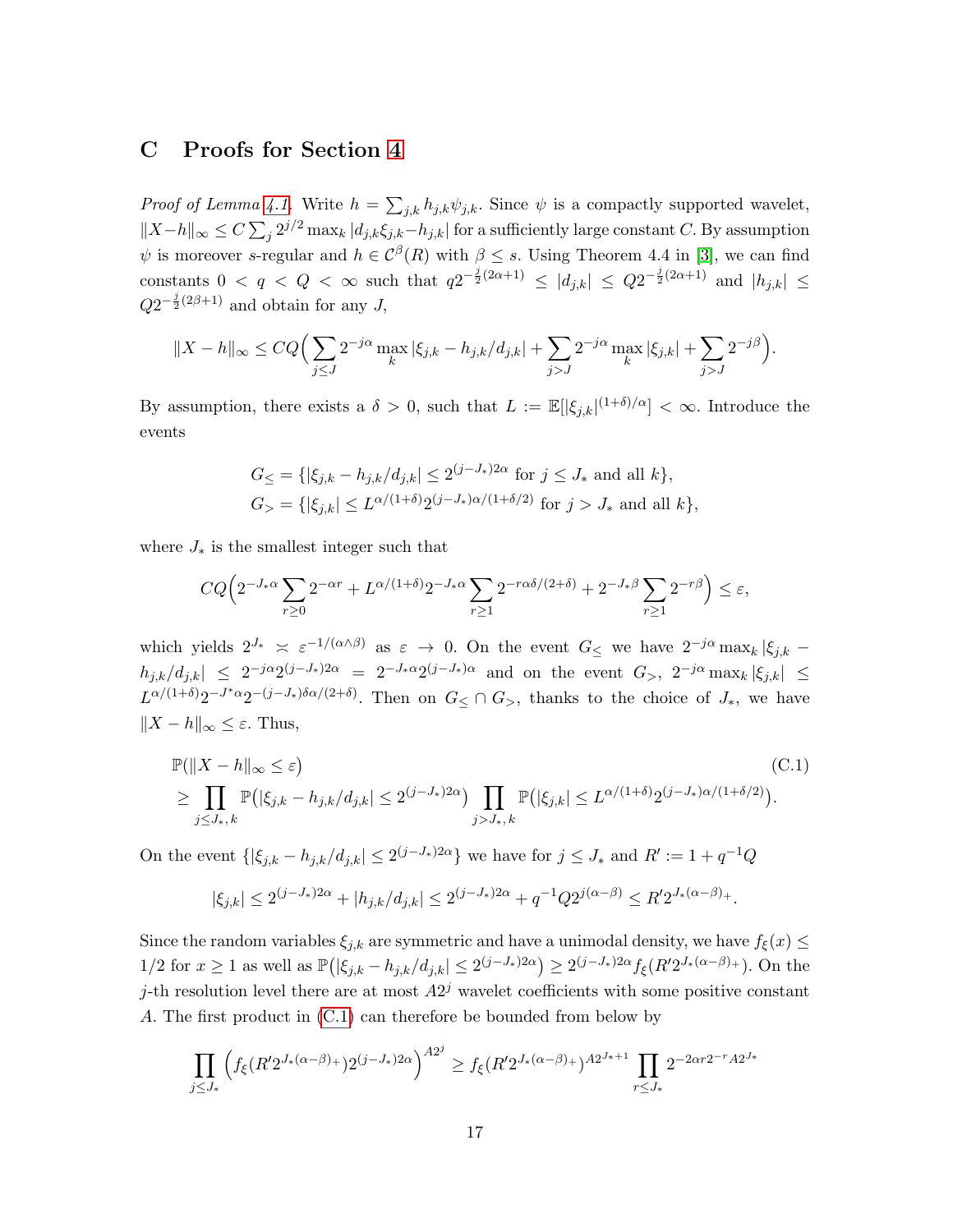## C Proofs for Section 4

*Proof of Lemma 4.1.* Write $h = \sum_{j,k} h_{j,k}\psi_{j,k}$. Since $\psi$ is a compactly supported wavelet, $\|X - h\|_\infty \le C\sum_j 2^{j/2}\max_k |d_{j,k}\xi_{j,k} - h_{j,k}|$ for a sufficiently large constant $C$. By assumption $\psi$ is moreover $s$-regular and $h \in \mathcal{C}^\beta(R)$ with $\beta \le s$. Using Theorem 4.4 in [3], we can find constants $0 < q < Q < \infty$ such that $q2^{-\frac{j}{2}(2\alpha+1)} \le |d_{j,k}| \le Q2^{-\frac{j}{2}(2\alpha+1)}$ and $|h_{j,k}| \le Q2^{-\frac{j}{2}(2\beta+1)}$ and obtain for any $J$,

$$\|X - h\|_\infty \le CQ\Big(\sum_{j\le J} 2^{-j\alpha}\max_k |\xi_{j,k} - h_{j,k}/d_{j,k}| + \sum_{j>J} 2^{-j\alpha}\max_k |\xi_{j,k}| + \sum_{j>J} 2^{-j\beta}\Big).$$

By assumption, there exists a $\delta > 0$, such that $L := \mathbb{E}[|\xi_{j,k}|^{(1+\delta)/\alpha}] < \infty$. Introduce the events

$$G_\le = \{|\xi_{j,k} - h_{j,k}/d_{j,k}| \le 2^{(j-J_*)2\alpha} \text{ for } j \le J_* \text{ and all } k\},$$
$$G_> = \{|\xi_{j,k}| \le L^{\alpha/(1+\delta)}2^{(j-J_*)\alpha/(1+\delta/2)} \text{ for } j > J_* \text{ and all } k\},$$

where $J_*$ is the smallest integer such that

$$CQ\Big(2^{-J_*\alpha}\sum_{r\ge 0}2^{-\alpha r} + L^{\alpha/(1+\delta)}2^{-J_*\alpha}\sum_{r\ge 1}2^{-r\alpha\delta/(2+\delta)} + 2^{-J_*\beta}\sum_{r\ge 1}2^{-r\beta}\Big) \le \varepsilon,$$

which yields $2^{J_*} \asymp \varepsilon^{-1/(\alpha\wedge\beta)}$ as $\varepsilon \to 0$. On the event $G_\le$ we have $2^{-j\alpha}\max_k |\xi_{j,k} - h_{j,k}/d_{j,k}| \le 2^{-j\alpha}2^{(j-J_*)2\alpha} = 2^{-J_*\alpha}2^{(j-J_*)\alpha}$ and on the event $G_>$, $2^{-j\alpha}\max_k |\xi_{j,k}| \le L^{\alpha/(1+\delta)}2^{-J^*\alpha}2^{-(j-J_*)\delta\alpha/(2+\delta)}$. Then on $G_\le \cap G_>$, thanks to the choice of $J_*$, we have $\|X - h\|_\infty \le \varepsilon$. Thus,

$$\begin{aligned}
&\mathbb{P}(\|X - h\|_\infty \le \varepsilon) \\
&\ge \prod_{j\le J_*,\,k}\mathbb{P}\big(|\xi_{j,k} - h_{j,k}/d_{j,k}| \le 2^{(j-J_*)2\alpha}\big)\prod_{j>J_*,\,k}\mathbb{P}\big(|\xi_{j,k}| \le L^{\alpha/(1+\delta)}2^{(j-J_*)\alpha/(1+\delta/2)}\big).
\end{aligned} \tag{C.1}$$

On the event $\{|\xi_{j,k} - h_{j,k}/d_{j,k}| \le 2^{(j-J_*)2\alpha}\}$ we have for $j \le J_*$ and $R' := 1 + q^{-1}Q$

$$|\xi_{j,k}| \le 2^{(j-J_*)2\alpha} + |h_{j,k}/d_{j,k}| \le 2^{(j-J_*)2\alpha} + q^{-1}Q2^{j(\alpha-\beta)} \le R'2^{J_*(\alpha-\beta)_+}.$$

Since the random variables $\xi_{j,k}$ are symmetric and have a unimodal density, we have $f_\xi(x) \le 1/2$ for $x \ge 1$ as well as $\mathbb{P}\big(|\xi_{j,k} - h_{j,k}/d_{j,k}| \le 2^{(j-J_*)2\alpha}\big) \ge 2^{(j-J_*)2\alpha}f_\xi(R'2^{J_*(\alpha-\beta)_+})$. On the $j$-th resolution level there are at most $A2^j$ wavelet coefficients with some positive constant $A$. The first product in (C.1) can therefore be bounded from below by

$$\prod_{j\le J_*}\Big(f_\xi(R'2^{J_*(\alpha-\beta)_+})2^{(j-J_*)2\alpha}\Big)^{A2^j} \ge f_\xi(R'2^{J_*(\alpha-\beta)_+})^{A2^{J_*+1}}\prod_{r\le J_*}2^{-2\alpha r2^{-r}A2^{J_*}}$$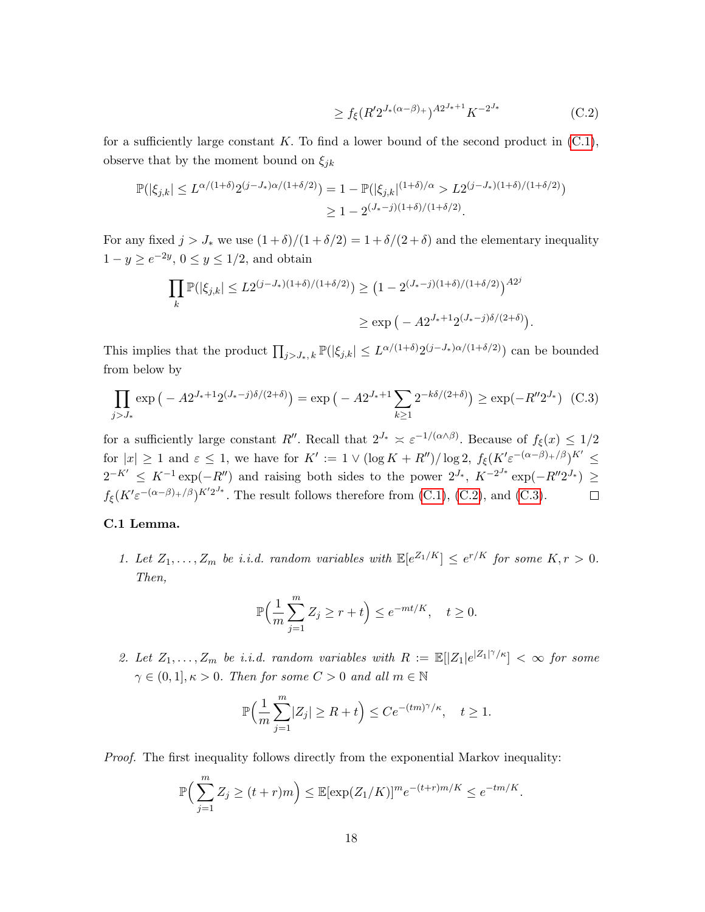$$\geq f_\xi(R' 2^{J_*(\alpha-\beta)_+})^{A2^{J_*+1}} K^{-2^{J_*}} \tag{C.2}$$

for a sufficiently large constant $K$. To find a lower bound of the second product in (C.1), observe that by the moment bound on $\xi_{jk}$

$$\begin{aligned}
\mathbb{P}(|\xi_{j,k}| \leq L^{\alpha/(1+\delta)} 2^{(j-J_*)\alpha/(1+\delta/2)}) &= 1 - \mathbb{P}(|\xi_{j,k}|^{(1+\delta)/\alpha} > L 2^{(j-J_*)(1+\delta)/(1+\delta/2)}) \\
&\geq 1 - 2^{(J_*-j)(1+\delta)/(1+\delta/2)}.
\end{aligned}$$

For any fixed $j > J_*$ we use $(1+\delta)/(1+\delta/2) = 1 + \delta/(2+\delta)$ and the elementary inequality $1 - y \geq e^{-2y}$, $0 \leq y \leq 1/2$, and obtain

$$\begin{aligned}
\prod_k \mathbb{P}(|\xi_{j,k}| \leq L 2^{(j-J_*)(1+\delta)/(1+\delta/2)}) &\geq \big(1 - 2^{(J_*-j)(1+\delta)/(1+\delta/2)}\big)^{A2^j} \\
&\geq \exp\big(-A 2^{J_*+1} 2^{(J_*-j)\delta/(2+\delta)}\big).
\end{aligned}$$

This implies that the product $\prod_{j>J_*,\,k} \mathbb{P}(|\xi_{j,k}| \leq L^{\alpha/(1+\delta)} 2^{(j-J_*)\alpha/(1+\delta/2)})$ can be bounded from below by

$$\prod_{j>J_*} \exp\big(-A2^{J_*+1} 2^{(J_*-j)\delta/(2+\delta)}\big) = \exp\big(-A2^{J_*+1} \sum_{k\geq 1} 2^{-k\delta/(2+\delta)}\big) \geq \exp(-R'' 2^{J_*}) \tag{C.3}$$

for a sufficiently large constant $R''$. Recall that $2^{J_*} \asymp \varepsilon^{-1/(\alpha\wedge\beta)}$. Because of $f_\xi(x) \leq 1/2$ for $|x| \geq 1$ and $\varepsilon \leq 1$, we have for $K' := 1 \vee (\log K + R'')/\log 2$, $f_\xi(K'\varepsilon^{-(\alpha-\beta)_+/\beta})^{K'} \leq 2^{-K'} \leq K^{-1}\exp(-R'')$ and raising both sides to the power $2^{J_*}$, $K^{-2^{J_*}}\exp(-R''2^{J_*}) \geq f_\xi(K'\varepsilon^{-(\alpha-\beta)_+/\beta})^{K'2^{J_*}}$. The result follows therefore from (C.1), (C.2), and (C.3). $\square$

**C.1 Lemma.**

1. *Let $Z_1, \ldots, Z_m$ be i.i.d. random variables with $\mathbb{E}[e^{Z_1/K}] \leq e^{r/K}$ for some $K, r > 0$. Then,*

$$\mathbb{P}\Big(\frac{1}{m}\sum_{j=1}^m Z_j \geq r + t\Big) \leq e^{-mt/K}, \quad t \geq 0.$$

2. *Let $Z_1, \ldots, Z_m$ be i.i.d. random variables with $R := \mathbb{E}[|Z_1|e^{|Z_1|^\gamma/\kappa}] < \infty$ for some $\gamma \in (0,1], \kappa > 0$. Then for some $C > 0$ and all $m \in \mathbb{N}$*

$$\mathbb{P}\Big(\frac{1}{m}\sum_{j=1}^m |Z_j| \geq R + t\Big) \leq Ce^{-(tm)^\gamma/\kappa}, \quad t \geq 1.$$

*Proof.* The first inequality follows directly from the exponential Markov inequality:

$$\mathbb{P}\Big(\sum_{j=1}^m Z_j \geq (t+r)m\Big) \leq \mathbb{E}[\exp(Z_1/K)]^m e^{-(t+r)m/K} \leq e^{-tm/K}.$$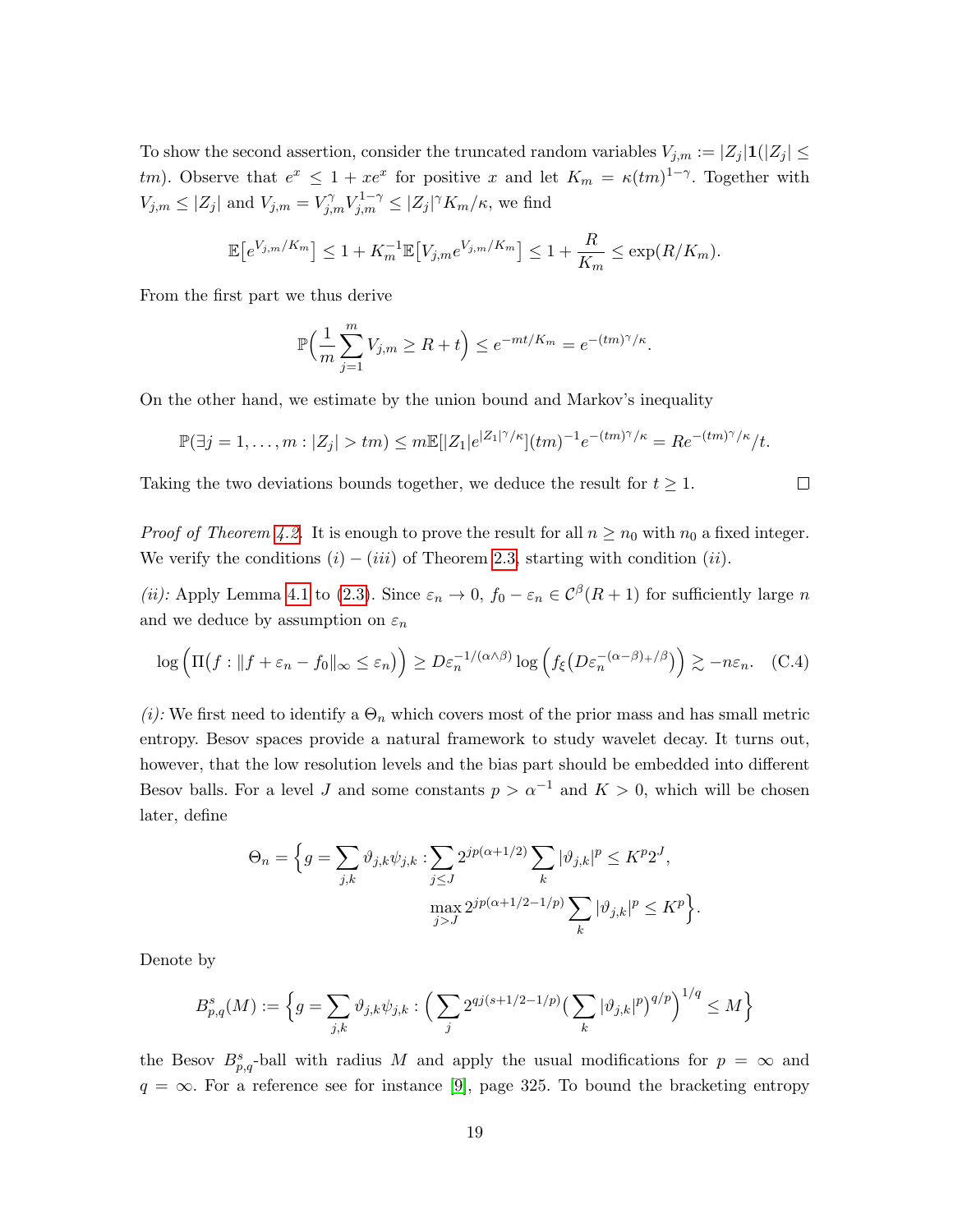To show the second assertion, consider the truncated random variables $V_{j,m} := |Z_j|\mathbf{1}(|Z_j| \leq tm)$. Observe that $e^x \leq 1 + xe^x$ for positive $x$ and let $K_m = \kappa(tm)^{1-\gamma}$. Together with $V_{j,m} \leq |Z_j|$ and $V_{j,m} = V_{j,m}^\gamma V_{j,m}^{1-\gamma} \leq |Z_j|^\gamma K_m/\kappa$, we find

$$\mathbb{E}\big[e^{V_{j,m}/K_m}\big] \leq 1 + K_m^{-1}\mathbb{E}\big[V_{j,m}e^{V_{j,m}/K_m}\big] \leq 1 + \frac{R}{K_m} \leq \exp(R/K_m).$$

From the first part we thus derive

$$\mathbb{P}\Big(\frac{1}{m}\sum_{j=1}^m V_{j,m} \geq R + t\Big) \leq e^{-mt/K_m} = e^{-(tm)^\gamma/\kappa}.$$

On the other hand, we estimate by the union bound and Markov's inequality

$$\mathbb{P}(\exists j = 1, \ldots, m : |Z_j| > tm) \leq m\mathbb{E}[|Z_1|e^{|Z_1|^\gamma/\kappa}](tm)^{-1}e^{-(tm)^\gamma/\kappa} = Re^{-(tm)^\gamma/\kappa}/t.$$

Taking the two deviations bounds together, we deduce the result for $t \geq 1$. □

*Proof of Theorem 4.2.* It is enough to prove the result for all $n \geq n_0$ with $n_0$ a fixed integer. We verify the conditions $(i) - (iii)$ of Theorem 2.3, starting with condition $(ii)$.

*(ii):* Apply Lemma 4.1 to (2.3). Since $\varepsilon_n \to 0$, $f_0 - \varepsilon_n \in \mathcal{C}^\beta(R+1)$ for sufficiently large $n$ and we deduce by assumption on $\varepsilon_n$

$$\log\Big(\Pi\big(f : \|f + \varepsilon_n - f_0\|_\infty \leq \varepsilon_n\big)\Big) \geq D\varepsilon_n^{-1/(\alpha\wedge\beta)}\log\Big(f_\xi\big(D\varepsilon_n^{-(\alpha-\beta)_+/\beta}\big)\Big) \gtrsim -n\varepsilon_n. \quad \text{(C.4)}$$

*(i):* We first need to identify a $\Theta_n$ which covers most of the prior mass and has small metric entropy. Besov spaces provide a natural framework to study wavelet decay. It turns out, however, that the low resolution levels and the bias part should be embedded into different Besov balls. For a level $J$ and some constants $p > \alpha^{-1}$ and $K > 0$, which will be chosen later, define

$$\Theta_n = \Big\{g = \sum_{j,k}\vartheta_{j,k}\psi_{j,k} : \sum_{j\leq J}2^{jp(\alpha+1/2)}\sum_k|\vartheta_{j,k}|^p \leq K^p2^J,$$
$$\max_{j>J}2^{jp(\alpha+1/2-1/p)}\sum_k|\vartheta_{j,k}|^p \leq K^p\Big\}.$$

Denote by

$$B_{p,q}^s(M) := \Big\{g = \sum_{j,k}\vartheta_{j,k}\psi_{j,k} : \Big(\sum_j 2^{qj(s+1/2-1/p)}\big(\sum_k|\vartheta_{j,k}|^p\big)^{q/p}\Big)^{1/q} \leq M\Big\}$$

the Besov $B_{p,q}^s$-ball with radius $M$ and apply the usual modifications for $p = \infty$ and $q = \infty$. For a reference see for instance [9], page 325. To bound the bracketing entropy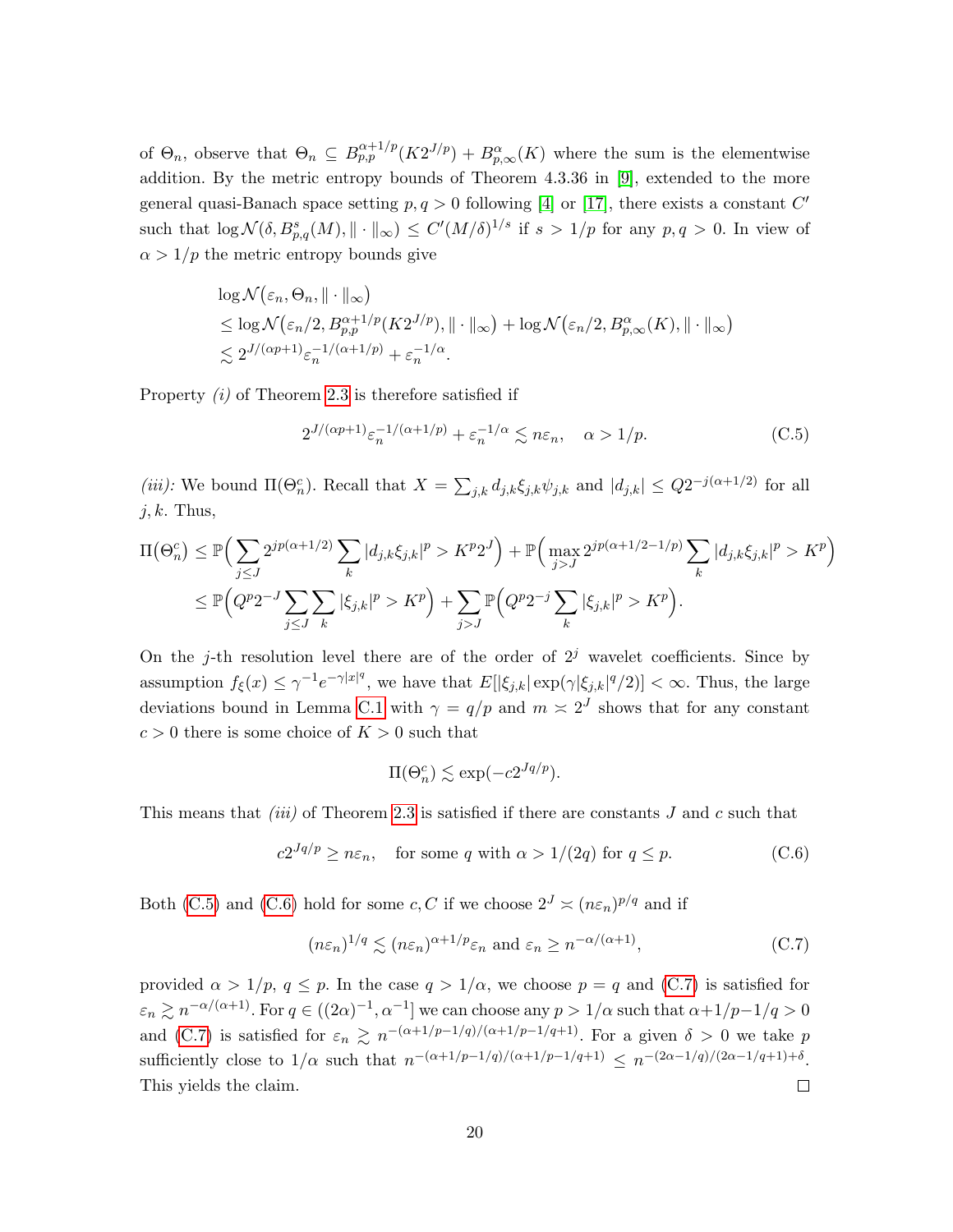of $\Theta_n$, observe that $\Theta_n \subseteq B^{\alpha+1/p}_{p,p}(K2^{J/p}) + B^{\alpha}_{p,\infty}(K)$ where the sum is the elementwise addition. By the metric entropy bounds of Theorem 4.3.36 in [9], extended to the more general quasi-Banach space setting $p, q > 0$ following [4] or [17], there exists a constant $C'$ such that $\log \mathcal{N}(\delta, B^s_{p,q}(M), \|\cdot\|_\infty) \leq C'(M/\delta)^{1/s}$ if $s > 1/p$ for any $p, q > 0$. In view of $\alpha > 1/p$ the metric entropy bounds give

$$
\begin{aligned}
&\log \mathcal{N}\big(\varepsilon_n, \Theta_n, \|\cdot\|_\infty\big) \\
&\leq \log \mathcal{N}\big(\varepsilon_n/2, B^{\alpha+1/p}_{p,p}(K2^{J/p}), \|\cdot\|_\infty\big) + \log \mathcal{N}\big(\varepsilon_n/2, B^{\alpha}_{p,\infty}(K), \|\cdot\|_\infty\big) \\
&\lesssim 2^{J/(\alpha p+1)} \varepsilon_n^{-1/(\alpha+1/p)} + \varepsilon_n^{-1/\alpha}.
\end{aligned}
$$

Property *(i)* of Theorem 2.3 is therefore satisfied if

$$
2^{J/(\alpha p+1)} \varepsilon_n^{-1/(\alpha+1/p)} + \varepsilon_n^{-1/\alpha} \lesssim n\varepsilon_n, \quad \alpha > 1/p. \tag{C.5}
$$

*(iii):* We bound $\Pi(\Theta_n^c)$. Recall that $X = \sum_{j,k} d_{j,k}\xi_{j,k}\psi_{j,k}$ and $|d_{j,k}| \leq Q2^{-j(\alpha+1/2)}$ for all $j, k$. Thus,

$$
\begin{aligned}
\Pi\big(\Theta_n^c\big) &\leq \mathbb{P}\Big(\sum_{j\leq J} 2^{jp(\alpha+1/2)} \sum_k |d_{j,k}\xi_{j,k}|^p > K^p 2^J\Big) + \mathbb{P}\Big(\max_{j>J} 2^{jp(\alpha+1/2-1/p)} \sum_k |d_{j,k}\xi_{j,k}|^p > K^p\Big) \\
&\leq \mathbb{P}\Big(Q^p 2^{-J} \sum_{j\leq J}\sum_k |\xi_{j,k}|^p > K^p\Big) + \sum_{j>J} \mathbb{P}\Big(Q^p 2^{-j} \sum_k |\xi_{j,k}|^p > K^p\Big).
\end{aligned}
$$

On the $j$-th resolution level there are of the order of $2^j$ wavelet coefficients. Since by assumption $f_\xi(x) \leq \gamma^{-1} e^{-\gamma|x|^q}$, we have that $E[|\xi_{j,k}| \exp(\gamma|\xi_{j,k}|^q/2)] < \infty$. Thus, the large deviations bound in Lemma C.1 with $\gamma = q/p$ and $m \asymp 2^J$ shows that for any constant $c > 0$ there is some choice of $K > 0$ such that

$$
\Pi(\Theta_n^c) \lesssim \exp(-c2^{Jq/p}).
$$

This means that *(iii)* of Theorem 2.3 is satisfied if there are constants $J$ and $c$ such that

$$
c2^{Jq/p} \geq n\varepsilon_n, \quad \text{for some } q \text{ with } \alpha > 1/(2q) \text{ for } q \leq p. \tag{C.6}
$$

Both (C.5) and (C.6) hold for some $c, C$ if we choose $2^J \asymp (n\varepsilon_n)^{p/q}$ and if

$$
(n\varepsilon_n)^{1/q} \lesssim (n\varepsilon_n)^{\alpha+1/p}\varepsilon_n \text{ and } \varepsilon_n \geq n^{-\alpha/(\alpha+1)}, \tag{C.7}
$$

provided $\alpha > 1/p$, $q \leq p$. In the case $q > 1/\alpha$, we choose $p = q$ and (C.7) is satisfied for $\varepsilon_n \gtrsim n^{-\alpha/(\alpha+1)}$. For $q \in ((2\alpha)^{-1}, \alpha^{-1}]$ we can choose any $p > 1/\alpha$ such that $\alpha+1/p-1/q > 0$ and (C.7) is satisfied for $\varepsilon_n \gtrsim n^{-(\alpha+1/p-1/q)/(\alpha+1/p-1/q+1)}$. For a given $\delta > 0$ we take $p$ sufficiently close to $1/\alpha$ such that $n^{-(\alpha+1/p-1/q)/(\alpha+1/p-1/q+1)} \leq n^{-(2\alpha-1/q)/(2\alpha-1/q+1)+\delta}$. This yields the claim. $\square$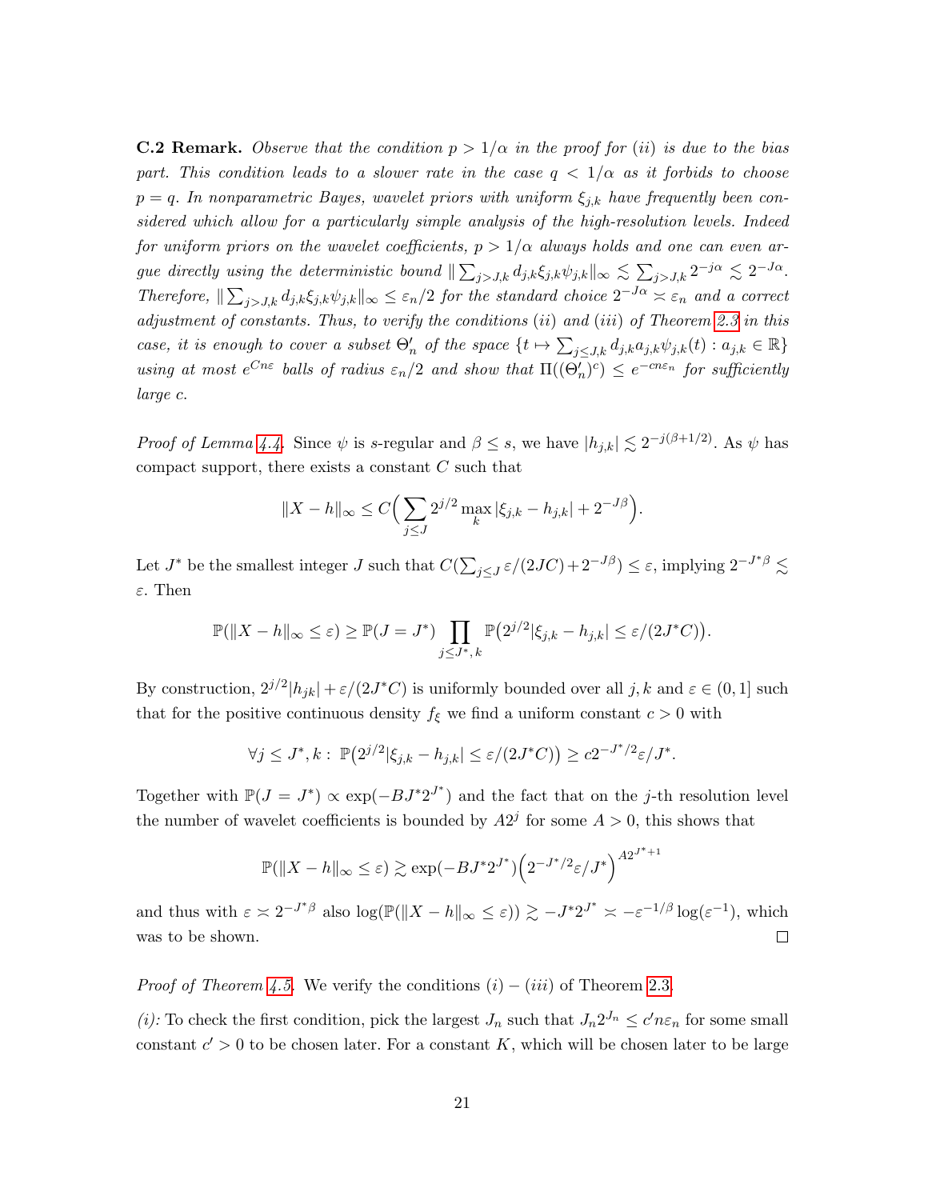**C.2 Remark.** *Observe that the condition $p > 1/\alpha$ in the proof for (ii) is due to the bias part. This condition leads to a slower rate in the case $q < 1/\alpha$ as it forbids to choose $p = q$. In nonparametric Bayes, wavelet priors with uniform $\xi_{j,k}$ have frequently been considered which allow for a particularly simple analysis of the high-resolution levels. Indeed for uniform priors on the wavelet coefficients, $p > 1/\alpha$ always holds and one can even argue directly using the deterministic bound $\| \sum_{j>J,k} d_{j,k}\xi_{j,k}\psi_{j,k}\|_\infty \lesssim \sum_{j>J,k} 2^{-j\alpha} \lesssim 2^{-J\alpha}$. Therefore, $\| \sum_{j>J,k} d_{j,k}\xi_{j,k}\psi_{j,k}\|_\infty \le \varepsilon_n/2$ for the standard choice $2^{-J\alpha} \asymp \varepsilon_n$ and a correct adjustment of constants. Thus, to verify the conditions (ii) and (iii) of Theorem 2.3 in this case, it is enough to cover a subset $\Theta_n'$ of the space $\{t \mapsto \sum_{j\le J,k} d_{j,k}a_{j,k}\psi_{j,k}(t) : a_{j,k} \in \mathbb{R}\}$ using at most $e^{Cn\varepsilon}$ balls of radius $\varepsilon_n/2$ and show that $\Pi((\Theta_n')^c) \le e^{-cn\varepsilon_n}$ for sufficiently large $c$.*

*Proof of Lemma 4.4.* Since $\psi$ is $s$-regular and $\beta \le s$, we have $|h_{j,k}| \lesssim 2^{-j(\beta+1/2)}$. As $\psi$ has compact support, there exists a constant $C$ such that

$$\|X - h\|_\infty \le C\Big(\sum_{j\le J} 2^{j/2} \max_k |\xi_{j,k} - h_{j,k}| + 2^{-J\beta}\Big).$$

Let $J^*$ be the smallest integer $J$ such that $C(\sum_{j\le J} \varepsilon/(2JC) + 2^{-J\beta}) \le \varepsilon$, implying $2^{-J^*\beta} \lesssim \varepsilon$. Then

$$\mathbb{P}(\|X - h\|_\infty \le \varepsilon) \ge \mathbb{P}(J = J^*) \prod_{j\le J^*,\, k} \mathbb{P}\big(2^{j/2}|\xi_{j,k} - h_{j,k}| \le \varepsilon/(2J^*C)\big).$$

By construction, $2^{j/2}|h_{jk}| + \varepsilon/(2J^*C)$ is uniformly bounded over all $j, k$ and $\varepsilon \in (0, 1]$ such that for the positive continuous density $f_\xi$ we find a uniform constant $c > 0$ with

$$\forall j \le J^*, k : \ \mathbb{P}\big(2^{j/2}|\xi_{j,k} - h_{j,k}| \le \varepsilon/(2J^*C)\big) \ge c2^{-J^*/2}\varepsilon/J^*.$$

Together with $\mathbb{P}(J = J^*) \propto \exp(-BJ^*2^{J^*})$ and the fact that on the $j$-th resolution level the number of wavelet coefficients is bounded by $A2^j$ for some $A > 0$, this shows that

$$\mathbb{P}(\|X - h\|_\infty \le \varepsilon) \gtrsim \exp(-BJ^*2^{J^*})\Big(2^{-J^*/2}\varepsilon/J^*\Big)^{A2^{J^*+1}}$$

and thus with $\varepsilon \asymp 2^{-J^*\beta}$ also $\log(\mathbb{P}(\|X - h\|_\infty \le \varepsilon)) \gtrsim -J^*2^{J^*} \asymp -\varepsilon^{-1/\beta}\log(\varepsilon^{-1})$, which was to be shown. $\square$

*Proof of Theorem 4.5.* We verify the conditions $(i) - (iii)$ of Theorem 2.3.

*(i):* To check the first condition, pick the largest $J_n$ such that $J_n2^{J_n} \le c'n\varepsilon_n$ for some small constant $c' > 0$ to be chosen later. For a constant $K$, which will be chosen later to be large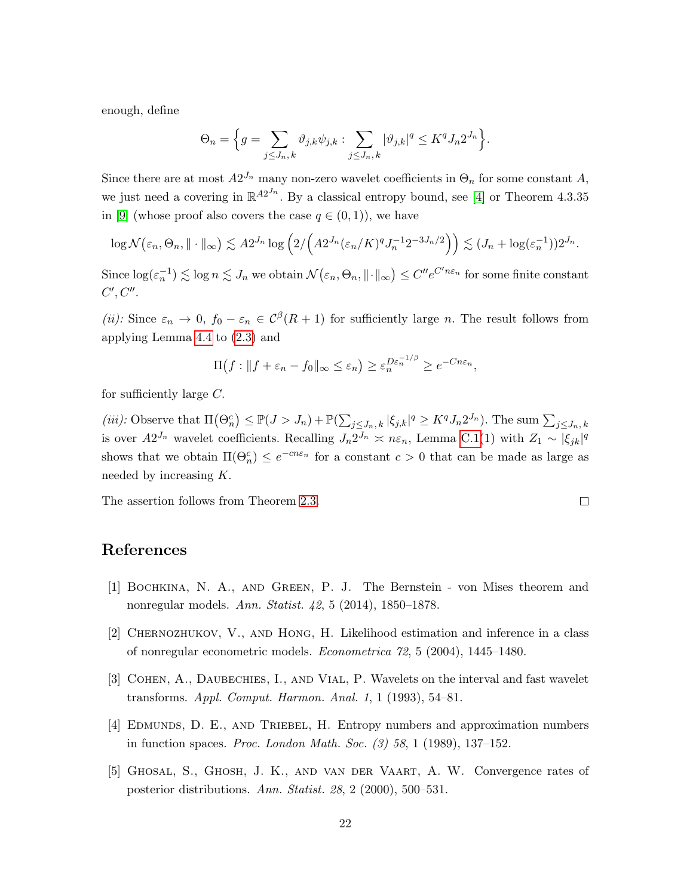enough, define

$$\Theta_n = \Big\{ g = \sum_{j \le J_n,\, k} \vartheta_{j,k} \psi_{j,k} : \sum_{j \le J_n,\, k} |\vartheta_{j,k}|^q \le K^q J_n 2^{J_n} \Big\}.$$

Since there are at most $A2^{J_n}$ many non-zero wavelet coefficients in $\Theta_n$ for some constant $A$, we just need a covering in $\mathbb{R}^{A2^{J_n}}$. By a classical entropy bound, see [4] or Theorem 4.3.35 in [9] (whose proof also covers the case $q \in (0,1)$), we have

$$\log \mathcal{N}\big(\varepsilon_n, \Theta_n, \|\cdot\|_\infty\big) \lesssim A2^{J_n} \log\Big(2/\Big(A2^{J_n}(\varepsilon_n/K)^q J_n^{-1} 2^{-3J_n/2}\Big)\Big) \lesssim (J_n + \log(\varepsilon_n^{-1}))2^{J_n}.$$

Since $\log(\varepsilon_n^{-1}) \lesssim \log n \lesssim J_n$ we obtain $\mathcal{N}\big(\varepsilon_n, \Theta_n, \|\cdot\|_\infty\big) \le C'' e^{C' n \varepsilon_n}$ for some finite constant $C', C''$.

*(ii):* Since $\varepsilon_n \to 0$, $f_0 - \varepsilon_n \in \mathcal{C}^\beta(R+1)$ for sufficiently large $n$. The result follows from applying Lemma 4.4 to (2.3) and

$$\Pi\big(f : \|f + \varepsilon_n - f_0\|_\infty \le \varepsilon_n\big) \ge \varepsilon_n^{D\varepsilon_n^{-1/\beta}} \ge e^{-Cn\varepsilon_n},$$

for sufficiently large $C$.

*(iii):* Observe that $\Pi\big(\Theta_n^c\big) \le \mathbb{P}(J > J_n) + \mathbb{P}(\sum_{j \le J_n,\, k} |\xi_{j,k}|^q \ge K^q J_n 2^{J_n})$. The sum $\sum_{j \le J_n,\, k}$ is over $A2^{J_n}$ wavelet coefficients. Recalling $J_n 2^{J_n} \asymp n\varepsilon_n$, Lemma C.1(1) with $Z_1 \sim |\xi_{jk}|^q$ shows that we obtain $\Pi(\Theta_n^c) \le e^{-cn\varepsilon_n}$ for a constant $c > 0$ that can be made as large as needed by increasing $K$.

The assertion follows from Theorem 2.3. □

## References

[1] Bochkina, N. A., and Green, P. J. The Bernstein - von Mises theorem and nonregular models. *Ann. Statist. 42*, 5 (2014), 1850–1878.

[2] Chernozhukov, V., and Hong, H. Likelihood estimation and inference in a class of nonregular econometric models. *Econometrica 72*, 5 (2004), 1445–1480.

[3] Cohen, A., Daubechies, I., and Vial, P. Wavelets on the interval and fast wavelet transforms. *Appl. Comput. Harmon. Anal. 1*, 1 (1993), 54–81.

[4] Edmunds, D. E., and Triebel, H. Entropy numbers and approximation numbers in function spaces. *Proc. London Math. Soc. (3) 58*, 1 (1989), 137–152.

[5] Ghosal, S., Ghosh, J. K., and van der Vaart, A. W. Convergence rates of posterior distributions. *Ann. Statist. 28*, 2 (2000), 500–531.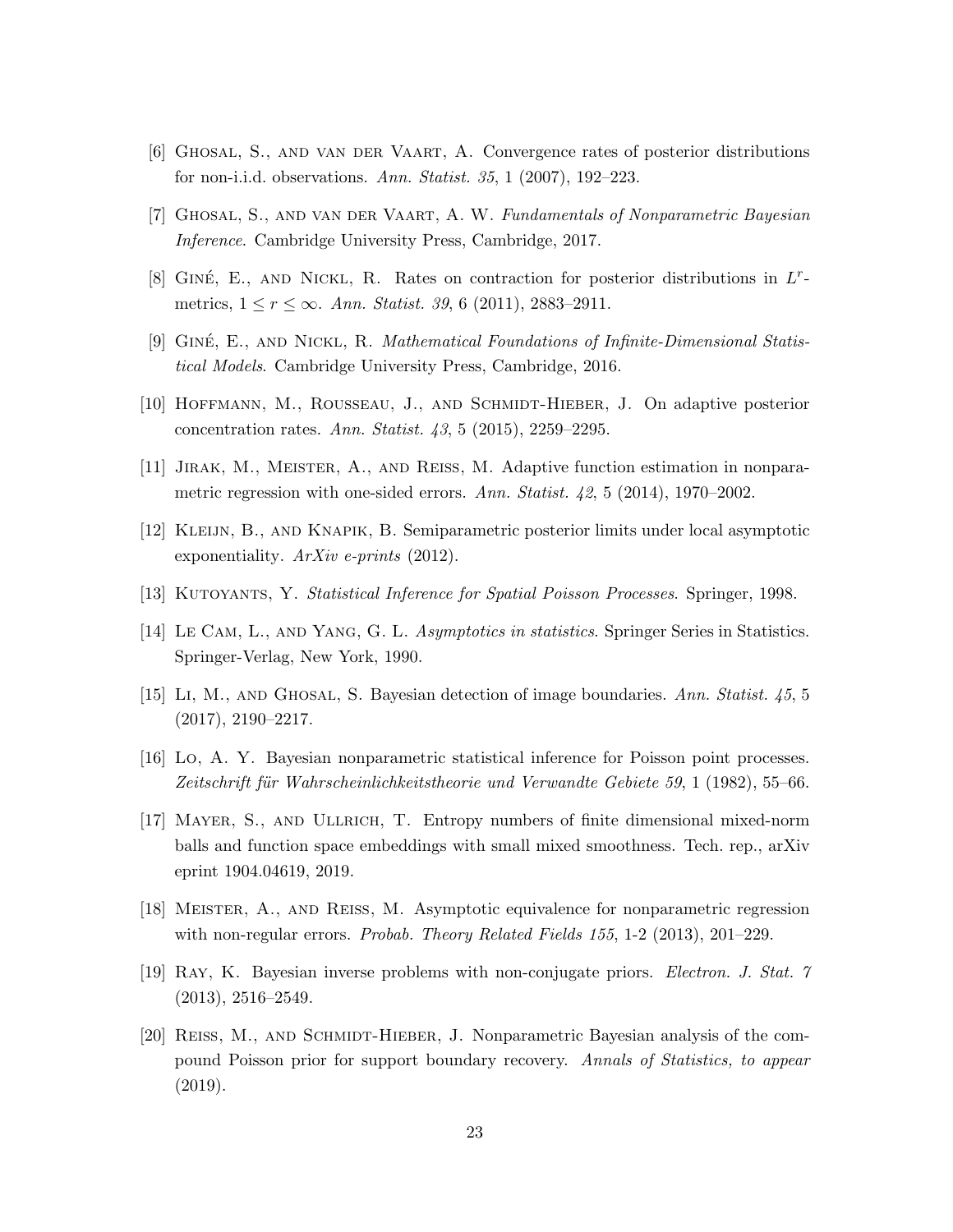[6] Ghosal, S., and van der Vaart, A. Convergence rates of posterior distributions for non-i.i.d. observations. *Ann. Statist. 35*, 1 (2007), 192–223.

[7] Ghosal, S., and van der Vaart, A. W. *Fundamentals of Nonparametric Bayesian Inference*. Cambridge University Press, Cambridge, 2017.

[8] Giné, E., and Nickl, R. Rates on contraction for posterior distributions in $L^r$-metrics, $1 \leq r \leq \infty$. *Ann. Statist. 39*, 6 (2011), 2883–2911.

[9] Giné, E., and Nickl, R. *Mathematical Foundations of Infinite-Dimensional Statistical Models*. Cambridge University Press, Cambridge, 2016.

[10] Hoffmann, M., Rousseau, J., and Schmidt-Hieber, J. On adaptive posterior concentration rates. *Ann. Statist. 43*, 5 (2015), 2259–2295.

[11] Jirak, M., Meister, A., and Reiss, M. Adaptive function estimation in nonparametric regression with one-sided errors. *Ann. Statist. 42*, 5 (2014), 1970–2002.

[12] Kleijn, B., and Knapik, B. Semiparametric posterior limits under local asymptotic exponentiality. *ArXiv e-prints* (2012).

[13] Kutoyants, Y. *Statistical Inference for Spatial Poisson Processes*. Springer, 1998.

[14] Le Cam, L., and Yang, G. L. *Asymptotics in statistics*. Springer Series in Statistics. Springer-Verlag, New York, 1990.

[15] Li, M., and Ghosal, S. Bayesian detection of image boundaries. *Ann. Statist. 45*, 5 (2017), 2190–2217.

[16] Lo, A. Y. Bayesian nonparametric statistical inference for Poisson point processes. *Zeitschrift für Wahrscheinlichkeitstheorie und Verwandte Gebiete 59*, 1 (1982), 55–66.

[17] Mayer, S., and Ullrich, T. Entropy numbers of finite dimensional mixed-norm balls and function space embeddings with small mixed smoothness. Tech. rep., arXiv eprint 1904.04619, 2019.

[18] Meister, A., and Reiss, M. Asymptotic equivalence for nonparametric regression with non-regular errors. *Probab. Theory Related Fields 155*, 1-2 (2013), 201–229.

[19] Ray, K. Bayesian inverse problems with non-conjugate priors. *Electron. J. Stat. 7* (2013), 2516–2549.

[20] Reiss, M., and Schmidt-Hieber, J. Nonparametric Bayesian analysis of the compound Poisson prior for support boundary recovery. *Annals of Statistics, to appear* (2019).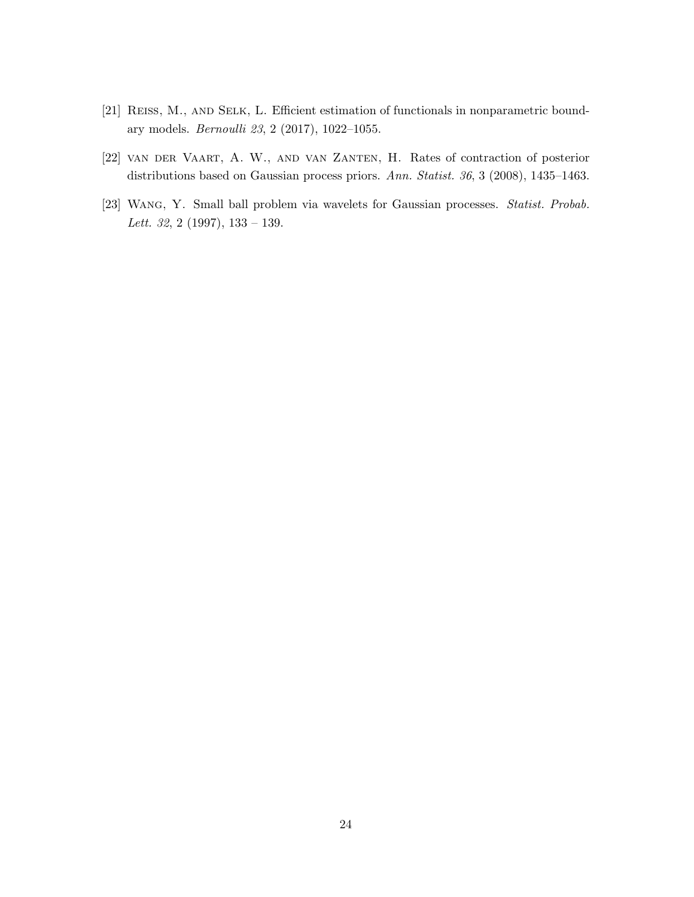[21] Reiss, M., and Selk, L. Efficient estimation of functionals in nonparametric boundary models. *Bernoulli 23*, 2 (2017), 1022–1055.

[22] van der Vaart, A. W., and van Zanten, H. Rates of contraction of posterior distributions based on Gaussian process priors. *Ann. Statist. 36*, 3 (2008), 1435–1463.

[23] Wang, Y. Small ball problem via wavelets for Gaussian processes. *Statist. Probab. Lett. 32*, 2 (1997), 133 – 139.